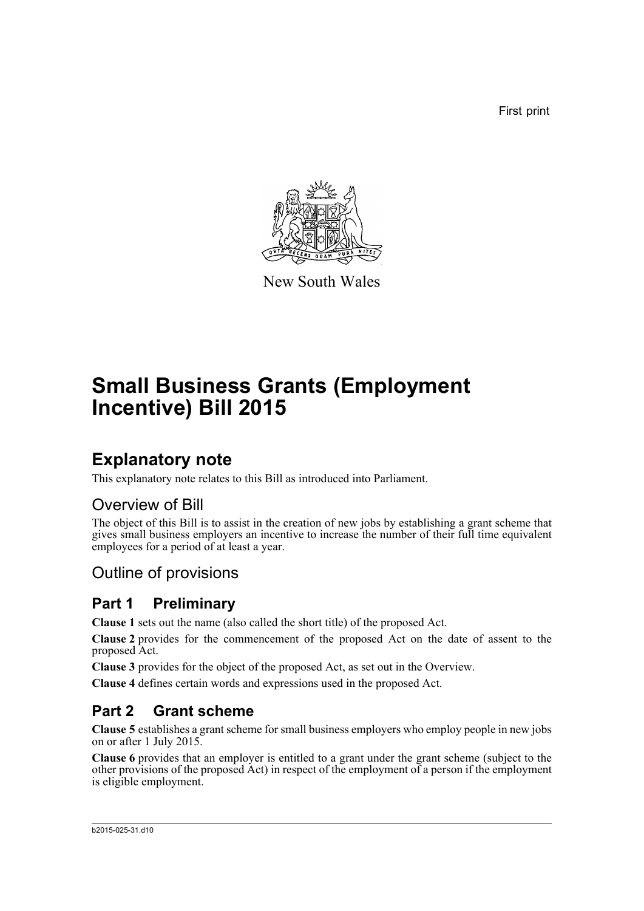First print

New South Wales

# Small Business Grants (Employment Incentive) Bill 2015

## Explanatory note

This explanatory note relates to this Bill as introduced into Parliament.

### Overview of Bill

The object of this Bill is to assist in the creation of new jobs by establishing a grant scheme that gives small business employers an incentive to increase the number of their full time equivalent employees for a period of at least a year.

### Outline of provisions

#### Part 1 Preliminary

**Clause 1** sets out the name (also called the short title) of the proposed Act.

**Clause 2** provides for the commencement of the proposed Act on the date of assent to the proposed Act.

**Clause 3** provides for the object of the proposed Act, as set out in the Overview.

**Clause 4** defines certain words and expressions used in the proposed Act.

#### Part 2 Grant scheme

**Clause 5** establishes a grant scheme for small business employers who employ people in new jobs on or after 1 July 2015.

**Clause 6** provides that an employer is entitled to a grant under the grant scheme (subject to the other provisions of the proposed Act) in respect of the employment of a person if the employment is eligible employment.

b2015-025-31.d10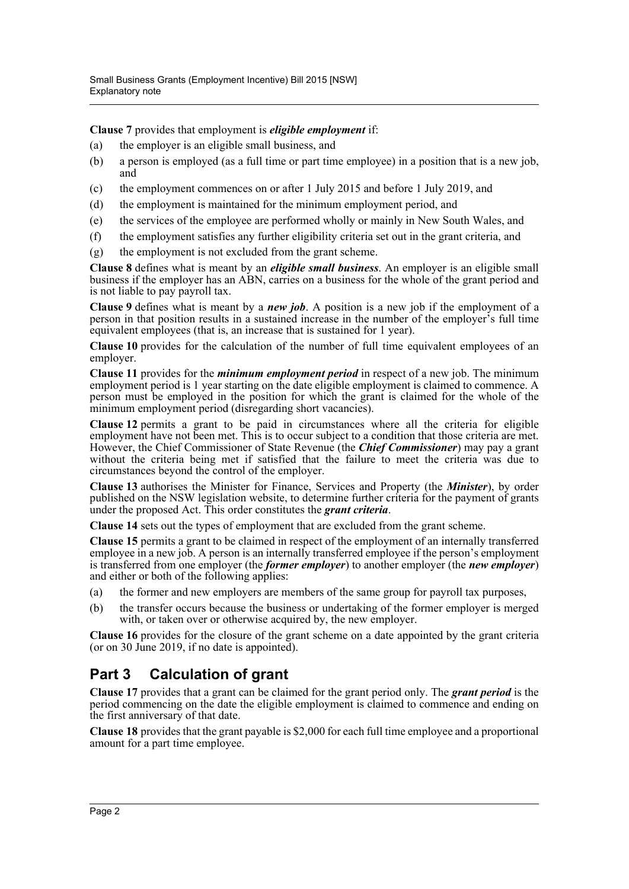**Clause 7** provides that employment is ***eligible employment*** if:

(a) the employer is an eligible small business, and

(b) a person is employed (as a full time or part time employee) in a position that is a new job, and

(c) the employment commences on or after 1 July 2015 and before 1 July 2019, and

(d) the employment is maintained for the minimum employment period, and

(e) the services of the employee are performed wholly or mainly in New South Wales, and

(f) the employment satisfies any further eligibility criteria set out in the grant criteria, and

(g) the employment is not excluded from the grant scheme.

**Clause 8** defines what is meant by an ***eligible small business***. An employer is an eligible small business if the employer has an ABN, carries on a business for the whole of the grant period and is not liable to pay payroll tax.

**Clause 9** defines what is meant by a ***new job***. A position is a new job if the employment of a person in that position results in a sustained increase in the number of the employer's full time equivalent employees (that is, an increase that is sustained for 1 year).

**Clause 10** provides for the calculation of the number of full time equivalent employees of an employer.

**Clause 11** provides for the ***minimum employment period*** in respect of a new job. The minimum employment period is 1 year starting on the date eligible employment is claimed to commence. A person must be employed in the position for which the grant is claimed for the whole of the minimum employment period (disregarding short vacancies).

**Clause 12** permits a grant to be paid in circumstances where all the criteria for eligible employment have not been met. This is to occur subject to a condition that those criteria are met. However, the Chief Commissioner of State Revenue (the ***Chief Commissioner***) may pay a grant without the criteria being met if satisfied that the failure to meet the criteria was due to circumstances beyond the control of the employer.

**Clause 13** authorises the Minister for Finance, Services and Property (the ***Minister***), by order published on the NSW legislation website, to determine further criteria for the payment of grants under the proposed Act. This order constitutes the ***grant criteria***.

**Clause 14** sets out the types of employment that are excluded from the grant scheme.

**Clause 15** permits a grant to be claimed in respect of the employment of an internally transferred employee in a new job. A person is an internally transferred employee if the person's employment is transferred from one employer (the ***former employer***) to another employer (the ***new employer***) and either or both of the following applies:

(a) the former and new employers are members of the same group for payroll tax purposes,

(b) the transfer occurs because the business or undertaking of the former employer is merged with, or taken over or otherwise acquired by, the new employer.

**Clause 16** provides for the closure of the grant scheme on a date appointed by the grant criteria (or on 30 June 2019, if no date is appointed).

## Part 3 Calculation of grant

**Clause 17** provides that a grant can be claimed for the grant period only. The ***grant period*** is the period commencing on the date the eligible employment is claimed to commence and ending on the first anniversary of that date.

**Clause 18** provides that the grant payable is $2,000 for each full time employee and a proportional amount for a part time employee.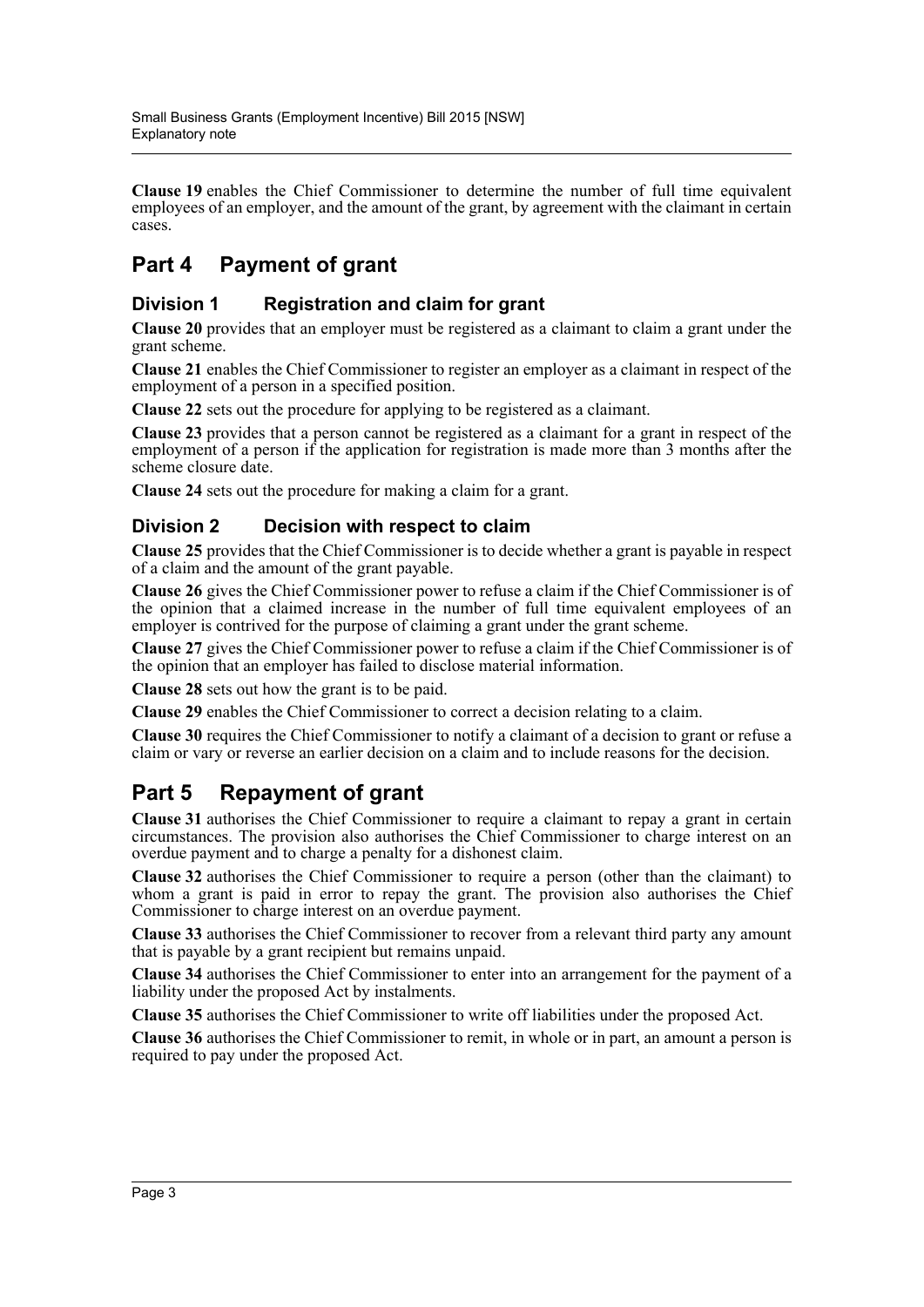**Clause 19** enables the Chief Commissioner to determine the number of full time equivalent employees of an employer, and the amount of the grant, by agreement with the claimant in certain cases.

## Part 4 Payment of grant

### Division 1 Registration and claim for grant

**Clause 20** provides that an employer must be registered as a claimant to claim a grant under the grant scheme.

**Clause 21** enables the Chief Commissioner to register an employer as a claimant in respect of the employment of a person in a specified position.

**Clause 22** sets out the procedure for applying to be registered as a claimant.

**Clause 23** provides that a person cannot be registered as a claimant for a grant in respect of the employment of a person if the application for registration is made more than 3 months after the scheme closure date.

**Clause 24** sets out the procedure for making a claim for a grant.

### Division 2 Decision with respect to claim

**Clause 25** provides that the Chief Commissioner is to decide whether a grant is payable in respect of a claim and the amount of the grant payable.

**Clause 26** gives the Chief Commissioner power to refuse a claim if the Chief Commissioner is of the opinion that a claimed increase in the number of full time equivalent employees of an employer is contrived for the purpose of claiming a grant under the grant scheme.

**Clause 27** gives the Chief Commissioner power to refuse a claim if the Chief Commissioner is of the opinion that an employer has failed to disclose material information.

**Clause 28** sets out how the grant is to be paid.

**Clause 29** enables the Chief Commissioner to correct a decision relating to a claim.

**Clause 30** requires the Chief Commissioner to notify a claimant of a decision to grant or refuse a claim or vary or reverse an earlier decision on a claim and to include reasons for the decision.

## Part 5 Repayment of grant

**Clause 31** authorises the Chief Commissioner to require a claimant to repay a grant in certain circumstances. The provision also authorises the Chief Commissioner to charge interest on an overdue payment and to charge a penalty for a dishonest claim.

**Clause 32** authorises the Chief Commissioner to require a person (other than the claimant) to whom a grant is paid in error to repay the grant. The provision also authorises the Chief Commissioner to charge interest on an overdue payment.

**Clause 33** authorises the Chief Commissioner to recover from a relevant third party any amount that is payable by a grant recipient but remains unpaid.

**Clause 34** authorises the Chief Commissioner to enter into an arrangement for the payment of a liability under the proposed Act by instalments.

**Clause 35** authorises the Chief Commissioner to write off liabilities under the proposed Act.

**Clause 36** authorises the Chief Commissioner to remit, in whole or in part, an amount a person is required to pay under the proposed Act.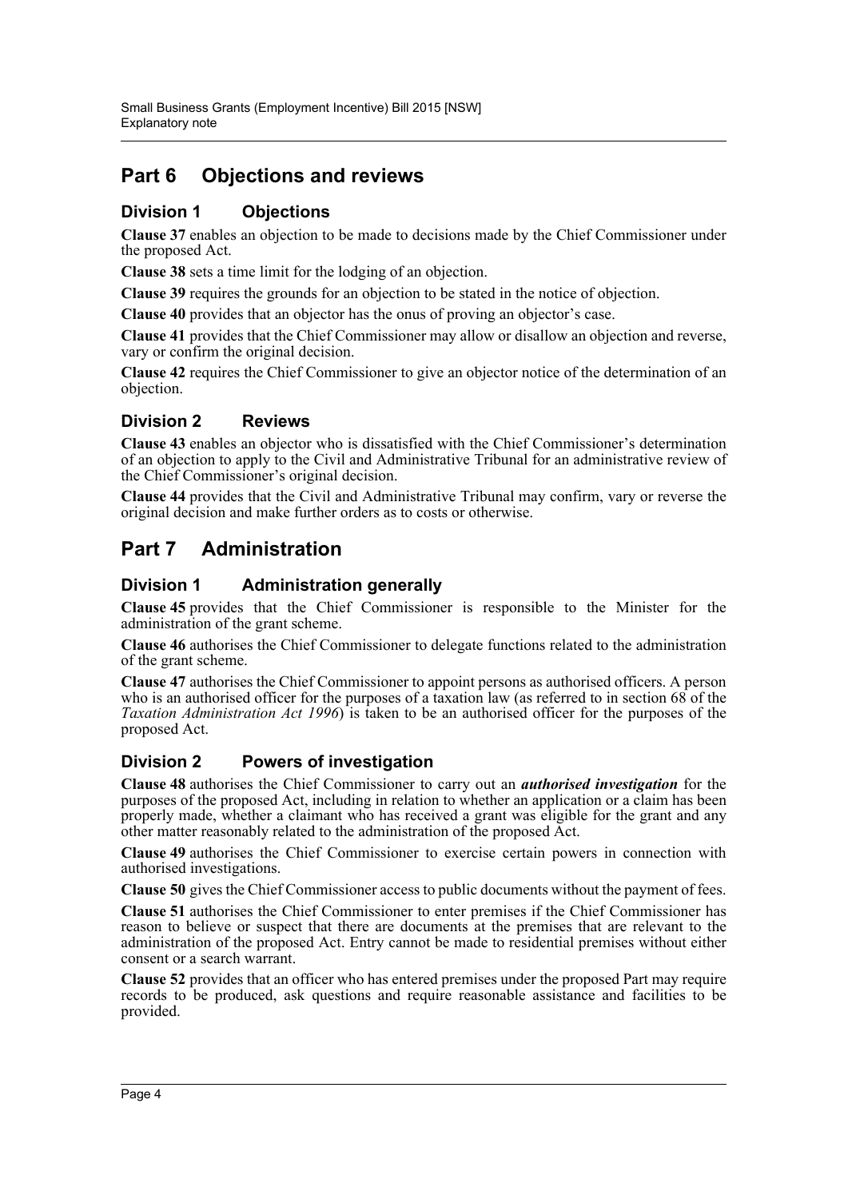## Part 6 Objections and reviews

### Division 1 Objections

**Clause 37** enables an objection to be made to decisions made by the Chief Commissioner under the proposed Act.

**Clause 38** sets a time limit for the lodging of an objection.

**Clause 39** requires the grounds for an objection to be stated in the notice of objection.

**Clause 40** provides that an objector has the onus of proving an objector's case.

**Clause 41** provides that the Chief Commissioner may allow or disallow an objection and reverse, vary or confirm the original decision.

**Clause 42** requires the Chief Commissioner to give an objector notice of the determination of an objection.

### Division 2 Reviews

**Clause 43** enables an objector who is dissatisfied with the Chief Commissioner's determination of an objection to apply to the Civil and Administrative Tribunal for an administrative review of the Chief Commissioner's original decision.

**Clause 44** provides that the Civil and Administrative Tribunal may confirm, vary or reverse the original decision and make further orders as to costs or otherwise.

## Part 7 Administration

### Division 1 Administration generally

**Clause 45** provides that the Chief Commissioner is responsible to the Minister for the administration of the grant scheme.

**Clause 46** authorises the Chief Commissioner to delegate functions related to the administration of the grant scheme.

**Clause 47** authorises the Chief Commissioner to appoint persons as authorised officers. A person who is an authorised officer for the purposes of a taxation law (as referred to in section 68 of the *Taxation Administration Act 1996*) is taken to be an authorised officer for the purposes of the proposed Act.

### Division 2 Powers of investigation

**Clause 48** authorises the Chief Commissioner to carry out an ***authorised investigation*** for the purposes of the proposed Act, including in relation to whether an application or a claim has been properly made, whether a claimant who has received a grant was eligible for the grant and any other matter reasonably related to the administration of the proposed Act.

**Clause 49** authorises the Chief Commissioner to exercise certain powers in connection with authorised investigations.

**Clause 50** gives the Chief Commissioner access to public documents without the payment of fees.

**Clause 51** authorises the Chief Commissioner to enter premises if the Chief Commissioner has reason to believe or suspect that there are documents at the premises that are relevant to the administration of the proposed Act. Entry cannot be made to residential premises without either consent or a search warrant.

**Clause 52** provides that an officer who has entered premises under the proposed Part may require records to be produced, ask questions and require reasonable assistance and facilities to be provided.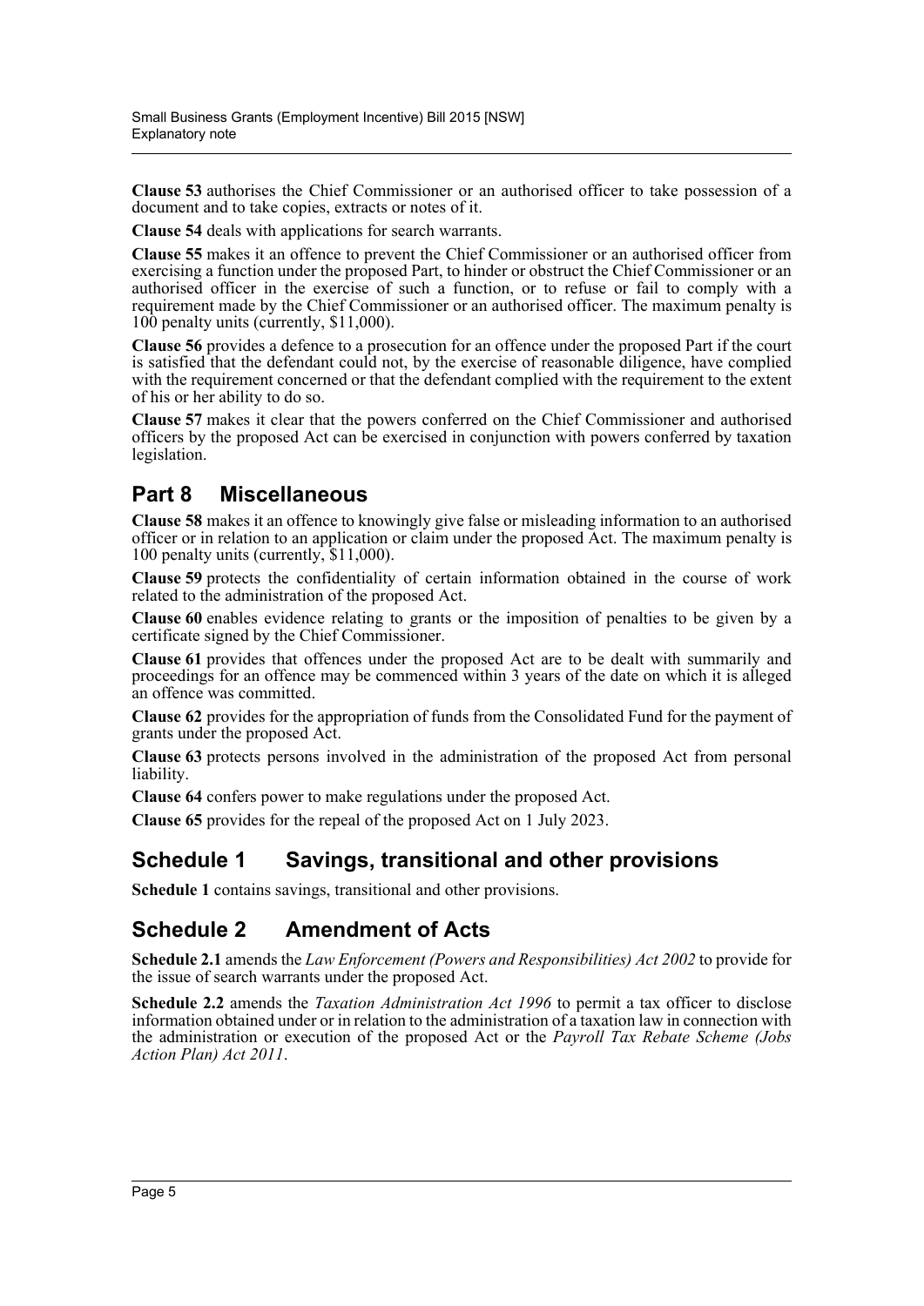**Clause 53** authorises the Chief Commissioner or an authorised officer to take possession of a document and to take copies, extracts or notes of it.

**Clause 54** deals with applications for search warrants.

**Clause 55** makes it an offence to prevent the Chief Commissioner or an authorised officer from exercising a function under the proposed Part, to hinder or obstruct the Chief Commissioner or an authorised officer in the exercise of such a function, or to refuse or fail to comply with a requirement made by the Chief Commissioner or an authorised officer. The maximum penalty is 100 penalty units (currently, $11,000).

**Clause 56** provides a defence to a prosecution for an offence under the proposed Part if the court is satisfied that the defendant could not, by the exercise of reasonable diligence, have complied with the requirement concerned or that the defendant complied with the requirement to the extent of his or her ability to do so.

**Clause 57** makes it clear that the powers conferred on the Chief Commissioner and authorised officers by the proposed Act can be exercised in conjunction with powers conferred by taxation legislation.

## Part 8 Miscellaneous

**Clause 58** makes it an offence to knowingly give false or misleading information to an authorised officer or in relation to an application or claim under the proposed Act. The maximum penalty is 100 penalty units (currently, $11,000).

**Clause 59** protects the confidentiality of certain information obtained in the course of work related to the administration of the proposed Act.

**Clause 60** enables evidence relating to grants or the imposition of penalties to be given by a certificate signed by the Chief Commissioner.

**Clause 61** provides that offences under the proposed Act are to be dealt with summarily and proceedings for an offence may be commenced within 3 years of the date on which it is alleged an offence was committed.

**Clause 62** provides for the appropriation of funds from the Consolidated Fund for the payment of grants under the proposed Act.

**Clause 63** protects persons involved in the administration of the proposed Act from personal liability.

**Clause 64** confers power to make regulations under the proposed Act.

**Clause 65** provides for the repeal of the proposed Act on 1 July 2023.

## Schedule 1 Savings, transitional and other provisions

**Schedule 1** contains savings, transitional and other provisions.

## Schedule 2 Amendment of Acts

**Schedule 2.1** amends the *Law Enforcement (Powers and Responsibilities) Act 2002* to provide for the issue of search warrants under the proposed Act.

**Schedule 2.2** amends the *Taxation Administration Act 1996* to permit a tax officer to disclose information obtained under or in relation to the administration of a taxation law in connection with the administration or execution of the proposed Act or the *Payroll Tax Rebate Scheme (Jobs Action Plan) Act 2011*.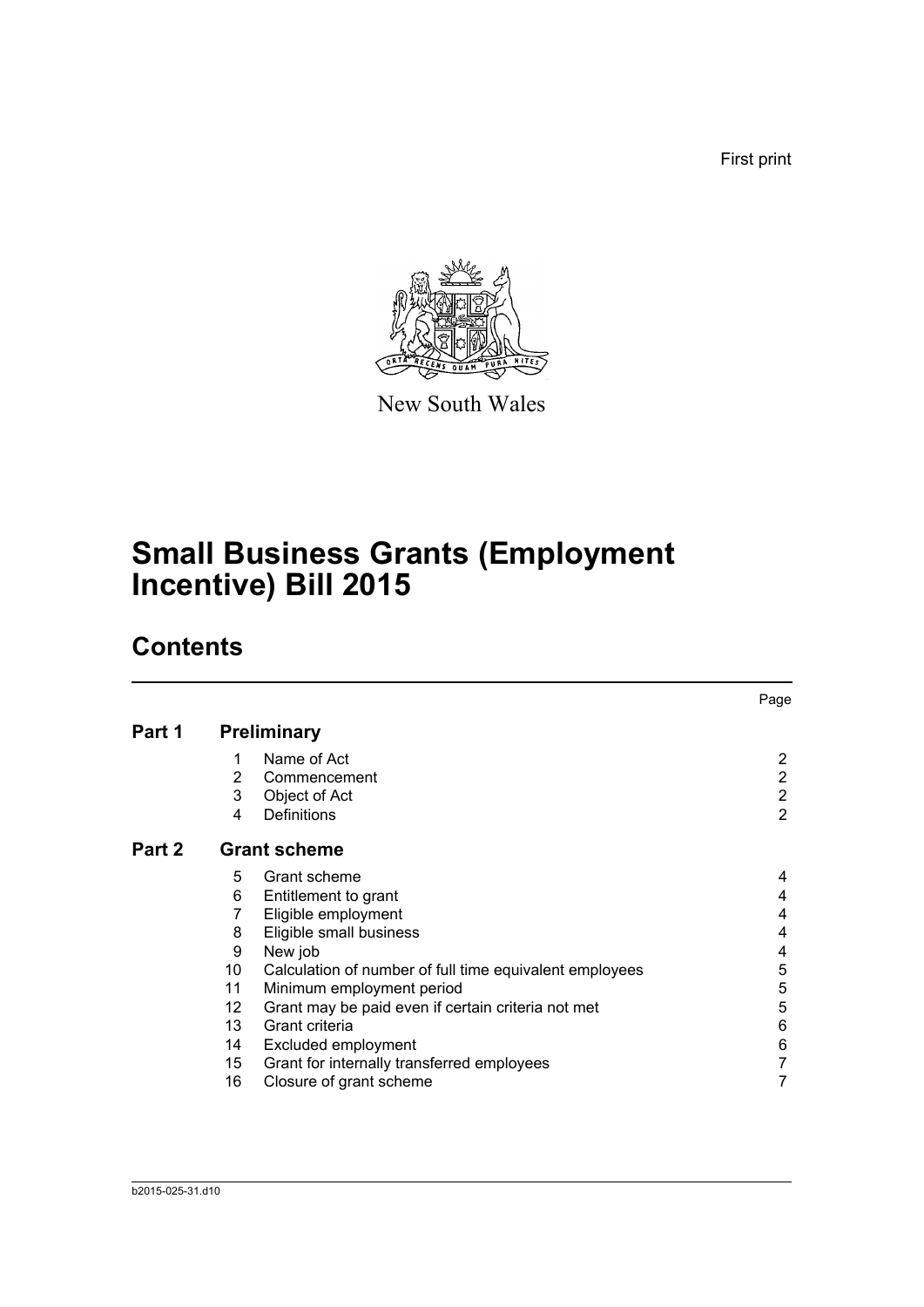First print

New South Wales

# Small Business Grants (Employment Incentive) Bill 2015

## Contents

| | | | Page |
|---|---|---|---|
| **Part 1** | **Preliminary** | | |
| | 1 | Name of Act | 2 |
| | 2 | Commencement | 2 |
| | 3 | Object of Act | 2 |
| | 4 | Definitions | 2 |
| **Part 2** | **Grant scheme** | | |
| | 5 | Grant scheme | 4 |
| | 6 | Entitlement to grant | 4 |
| | 7 | Eligible employment | 4 |
| | 8 | Eligible small business | 4 |
| | 9 | New job | 4 |
| | 10 | Calculation of number of full time equivalent employees | 5 |
| | 11 | Minimum employment period | 5 |
| | 12 | Grant may be paid even if certain criteria not met | 5 |
| | 13 | Grant criteria | 6 |
| | 14 | Excluded employment | 6 |
| | 15 | Grant for internally transferred employees | 7 |
| | 16 | Closure of grant scheme | 7 |

b2015-025-31.d10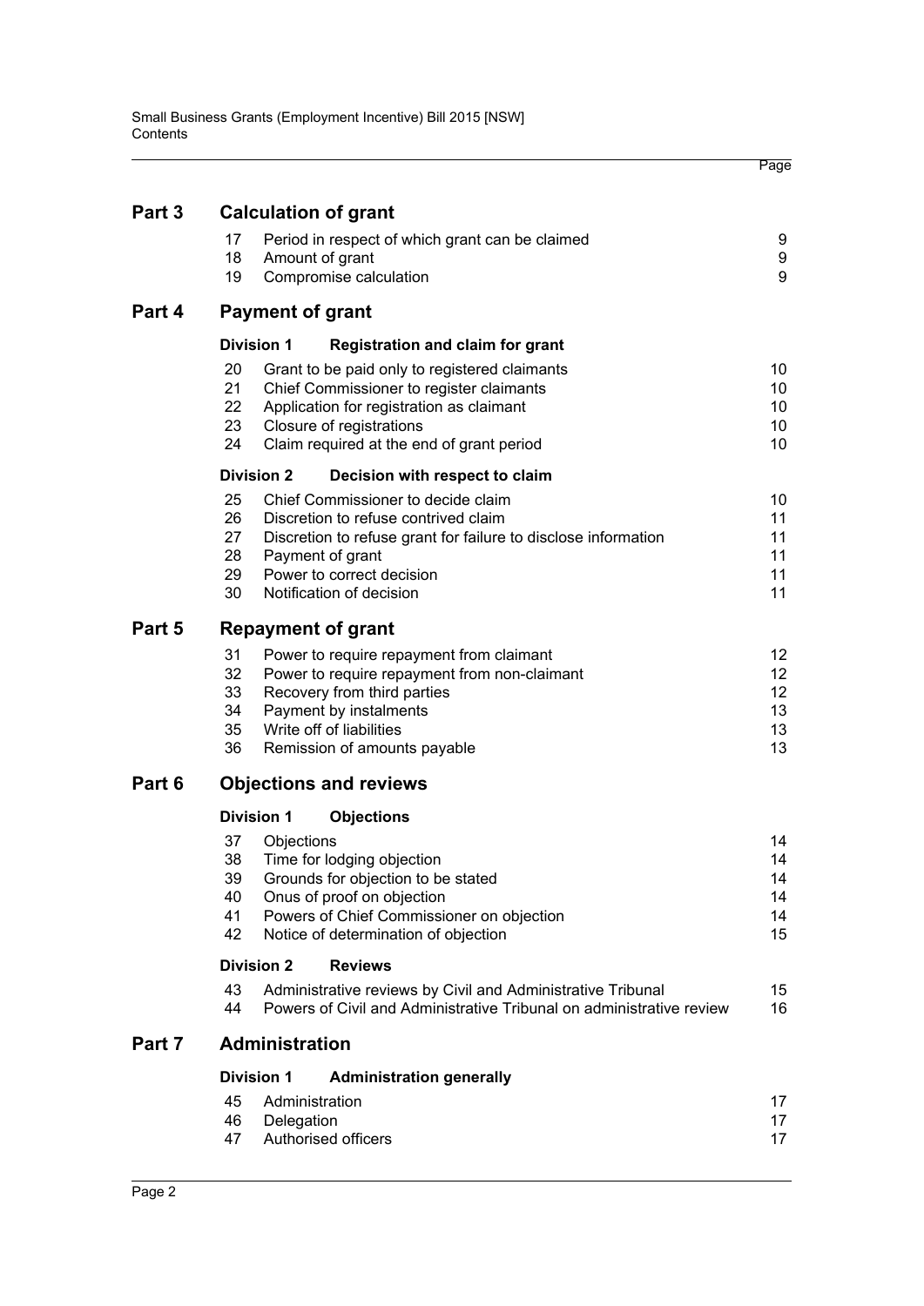| | | | Page |
|---|---|---|---|
| **Part 3** | **Calculation of grant** | | |
| | 17 | Period in respect of which grant can be claimed | 9 |
| | 18 | Amount of grant | 9 |
| | 19 | Compromise calculation | 9 |
| **Part 4** | **Payment of grant** | | |
| | **Division 1** | **Registration and claim for grant** | |
| | 20 | Grant to be paid only to registered claimants | 10 |
| | 21 | Chief Commissioner to register claimants | 10 |
| | 22 | Application for registration as claimant | 10 |
| | 23 | Closure of registrations | 10 |
| | 24 | Claim required at the end of grant period | 10 |
| | **Division 2** | **Decision with respect to claim** | |
| | 25 | Chief Commissioner to decide claim | 10 |
| | 26 | Discretion to refuse contrived claim | 11 |
| | 27 | Discretion to refuse grant for failure to disclose information | 11 |
| | 28 | Payment of grant | 11 |
| | 29 | Power to correct decision | 11 |
| | 30 | Notification of decision | 11 |
| **Part 5** | **Repayment of grant** | | |
| | 31 | Power to require repayment from claimant | 12 |
| | 32 | Power to require repayment from non-claimant | 12 |
| | 33 | Recovery from third parties | 12 |
| | 34 | Payment by instalments | 13 |
| | 35 | Write off of liabilities | 13 |
| | 36 | Remission of amounts payable | 13 |
| **Part 6** | **Objections and reviews** | | |
| | **Division 1** | **Objections** | |
| | 37 | Objections | 14 |
| | 38 | Time for lodging objection | 14 |
| | 39 | Grounds for objection to be stated | 14 |
| | 40 | Onus of proof on objection | 14 |
| | 41 | Powers of Chief Commissioner on objection | 14 |
| | 42 | Notice of determination of objection | 15 |
| | **Division 2** | **Reviews** | |
| | 43 | Administrative reviews by Civil and Administrative Tribunal | 15 |
| | 44 | Powers of Civil and Administrative Tribunal on administrative review | 16 |
| **Part 7** | **Administration** | | |
| | **Division 1** | **Administration generally** | |
| | 45 | Administration | 17 |
| | 46 | Delegation | 17 |
| | 47 | Authorised officers | 17 |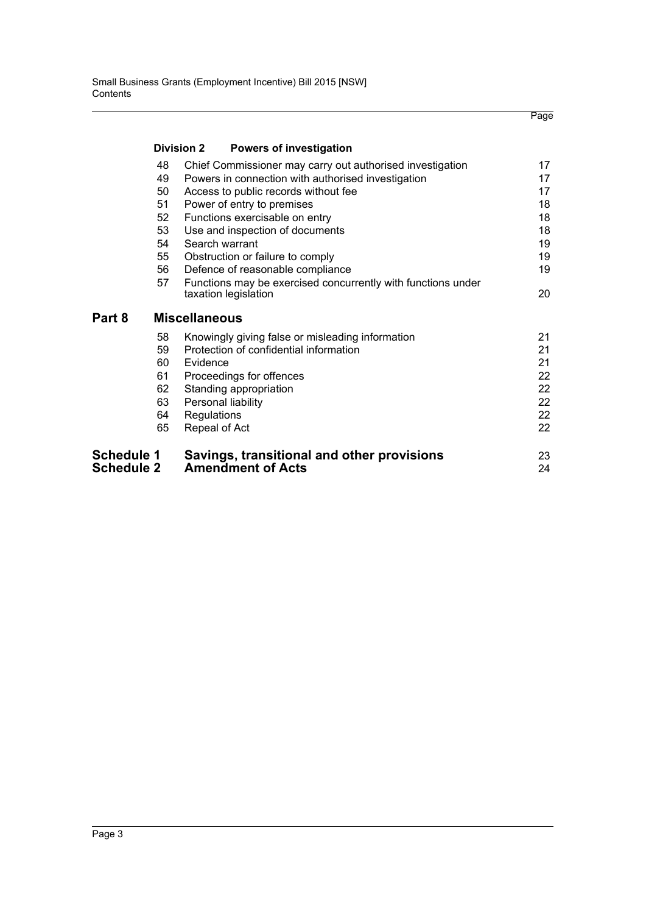| | | | Page |
|---|---|---|---|
| | **Division 2** | **Powers of investigation** | |
| | 48 | Chief Commissioner may carry out authorised investigation | 17 |
| | 49 | Powers in connection with authorised investigation | 17 |
| | 50 | Access to public records without fee | 17 |
| | 51 | Power of entry to premises | 18 |
| | 52 | Functions exercisable on entry | 18 |
| | 53 | Use and inspection of documents | 18 |
| | 54 | Search warrant | 19 |
| | 55 | Obstruction or failure to comply | 19 |
| | 56 | Defence of reasonable compliance | 19 |
| | 57 | Functions may be exercised concurrently with functions under taxation legislation | 20 |
| **Part 8** | **Miscellaneous** | | |
| | 58 | Knowingly giving false or misleading information | 21 |
| | 59 | Protection of confidential information | 21 |
| | 60 | Evidence | 21 |
| | 61 | Proceedings for offences | 22 |
| | 62 | Standing appropriation | 22 |
| | 63 | Personal liability | 22 |
| | 64 | Regulations | 22 |
| | 65 | Repeal of Act | 22 |
| **Schedule 1** | **Savings, transitional and other provisions** | | 23 |
| **Schedule 2** | **Amendment of Acts** | | 24 |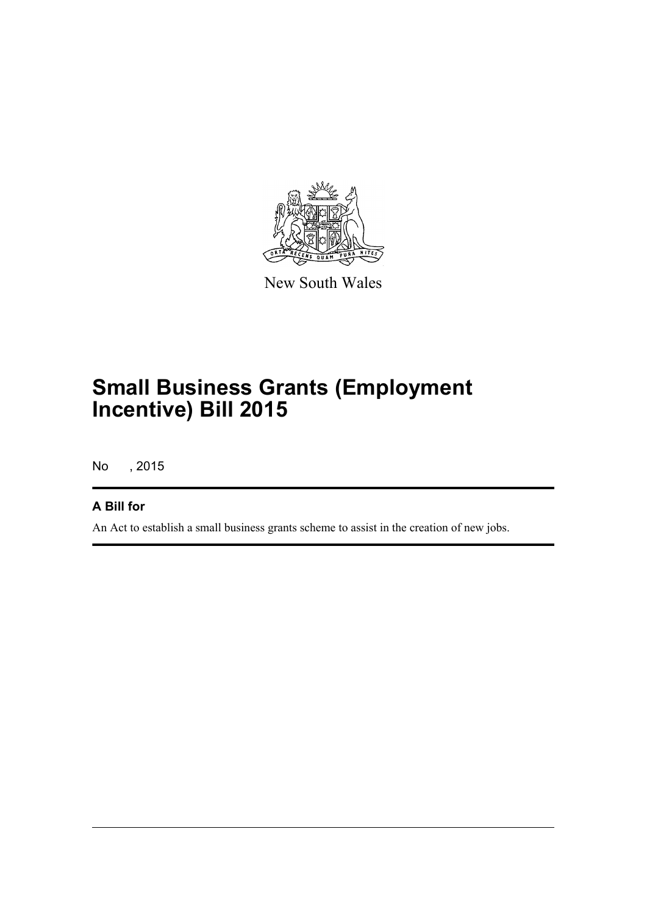New South Wales

# Small Business Grants (Employment Incentive) Bill 2015

No , 2015

## A Bill for

An Act to establish a small business grants scheme to assist in the creation of new jobs.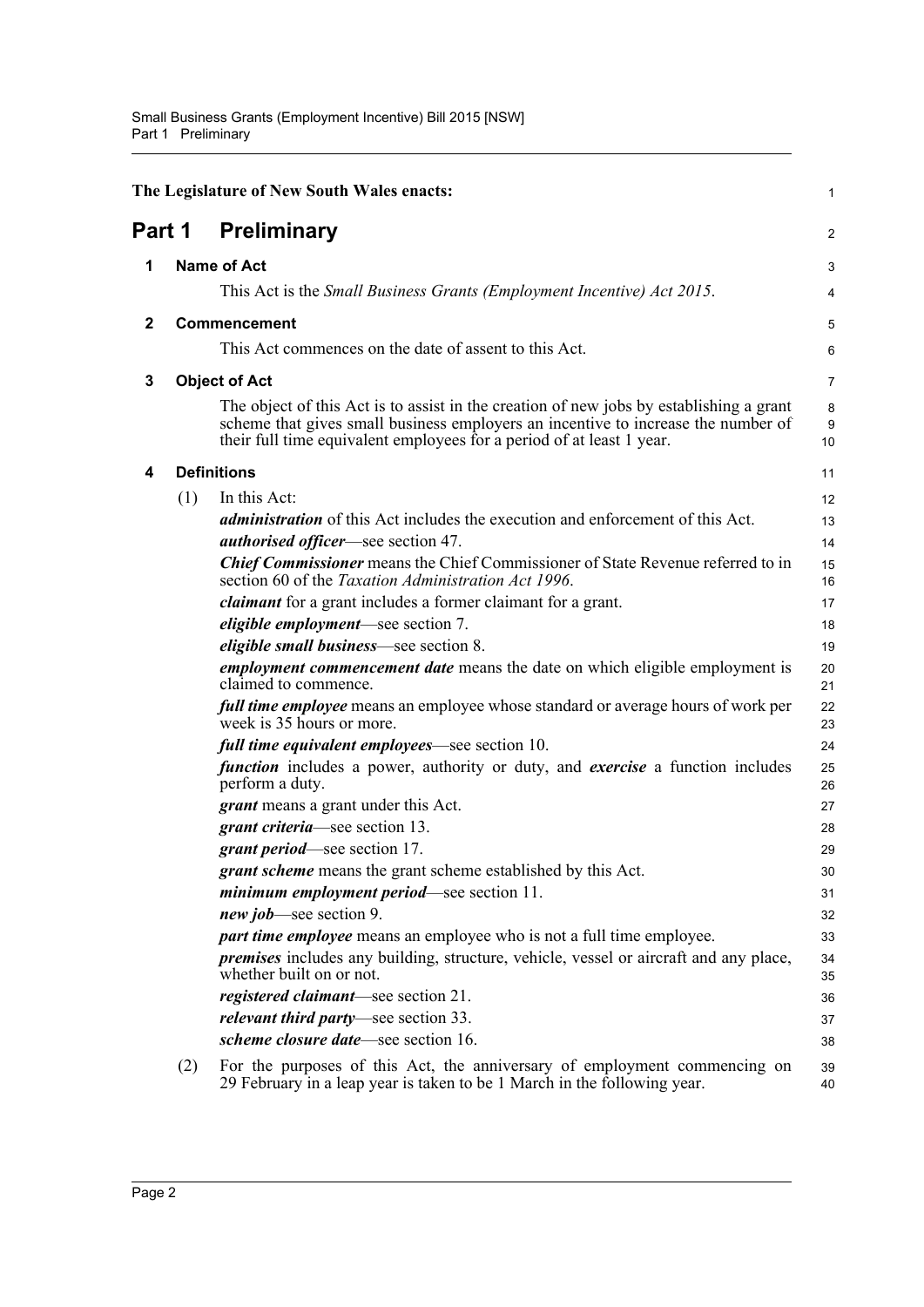The Legislature of New South Wales enacts:

# Part 1 Preliminary

## 1 Name of Act

This Act is the *Small Business Grants (Employment Incentive) Act 2015*.

## 2 Commencement

This Act commences on the date of assent to this Act.

## 3 Object of Act

The object of this Act is to assist in the creation of new jobs by establishing a grant scheme that gives small business employers an incentive to increase the number of their full time equivalent employees for a period of at least 1 year.

## 4 Definitions

(1) In this Act:

***administration*** of this Act includes the execution and enforcement of this Act.

***authorised officer***—see section 47.

***Chief Commissioner*** means the Chief Commissioner of State Revenue referred to in section 60 of the *Taxation Administration Act 1996*.

***claimant*** for a grant includes a former claimant for a grant.

***eligible employment***—see section 7.

***eligible small business***—see section 8.

***employment commencement date*** means the date on which eligible employment is claimed to commence.

***full time employee*** means an employee whose standard or average hours of work per week is 35 hours or more.

***full time equivalent employees***—see section 10.

***function*** includes a power, authority or duty, and ***exercise*** a function includes perform a duty.

***grant*** means a grant under this Act.

***grant criteria***—see section 13.

***grant period***—see section 17.

***grant scheme*** means the grant scheme established by this Act.

***minimum employment period***—see section 11.

***new job***—see section 9.

***part time employee*** means an employee who is not a full time employee.

***premises*** includes any building, structure, vehicle, vessel or aircraft and any place, whether built on or not.

***registered claimant***—see section 21.

***relevant third party***—see section 33.

***scheme closure date***—see section 16.

(2) For the purposes of this Act, the anniversary of employment commencing on 29 February in a leap year is taken to be 1 March in the following year.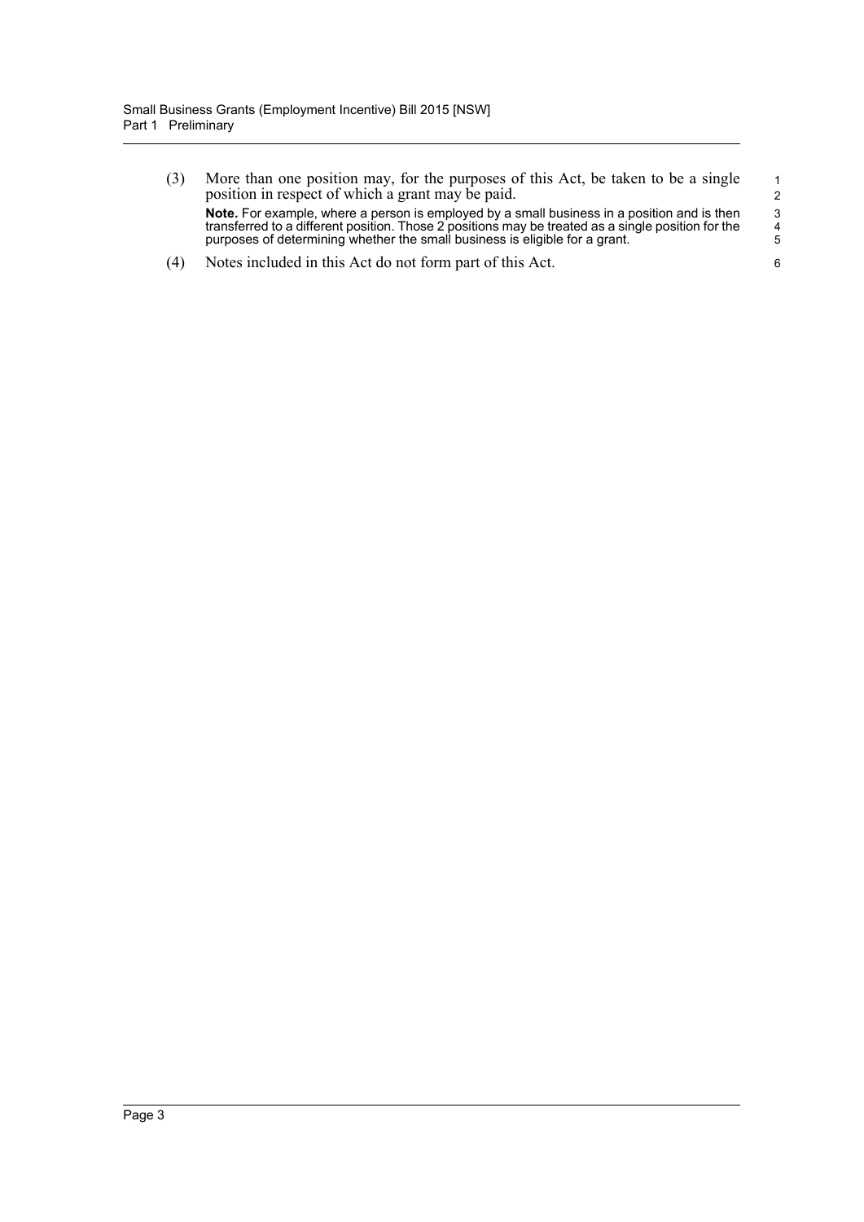(3) More than one position may, for the purposes of this Act, be taken to be a single position in respect of which a grant may be paid.

**Note.** For example, where a person is employed by a small business in a position and is then transferred to a different position. Those 2 positions may be treated as a single position for the purposes of determining whether the small business is eligible for a grant.

(4) Notes included in this Act do not form part of this Act.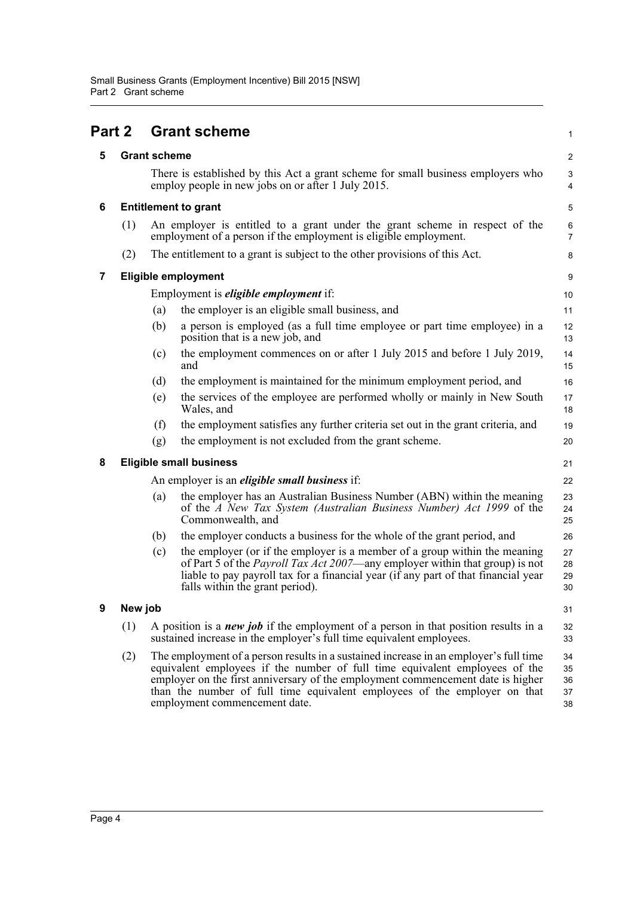# Part 2 Grant scheme

## 5 Grant scheme

There is established by this Act a grant scheme for small business employers who employ people in new jobs on or after 1 July 2015.

## 6 Entitlement to grant

(1) An employer is entitled to a grant under the grant scheme in respect of the employment of a person if the employment is eligible employment.

(2) The entitlement to a grant is subject to the other provisions of this Act.

## 7 Eligible employment

Employment is ***eligible employment*** if:

(a) the employer is an eligible small business, and

(b) a person is employed (as a full time employee or part time employee) in a position that is a new job, and

(c) the employment commences on or after 1 July 2015 and before 1 July 2019, and

(d) the employment is maintained for the minimum employment period, and

(e) the services of the employee are performed wholly or mainly in New South Wales, and

(f) the employment satisfies any further criteria set out in the grant criteria, and

(g) the employment is not excluded from the grant scheme.

## 8 Eligible small business

An employer is an ***eligible small business*** if:

(a) the employer has an Australian Business Number (ABN) within the meaning of the *A New Tax System (Australian Business Number) Act 1999* of the Commonwealth, and

(b) the employer conducts a business for the whole of the grant period, and

(c) the employer (or if the employer is a member of a group within the meaning of Part 5 of the *Payroll Tax Act 2007*—any employer within that group) is not liable to pay payroll tax for a financial year (if any part of that financial year falls within the grant period).

## 9 New job

(1) A position is a ***new job*** if the employment of a person in that position results in a sustained increase in the employer's full time equivalent employees.

(2) The employment of a person results in a sustained increase in an employer's full time equivalent employees if the number of full time equivalent employees of the employer on the first anniversary of the employment commencement date is higher than the number of full time equivalent employees of the employer on that employment commencement date.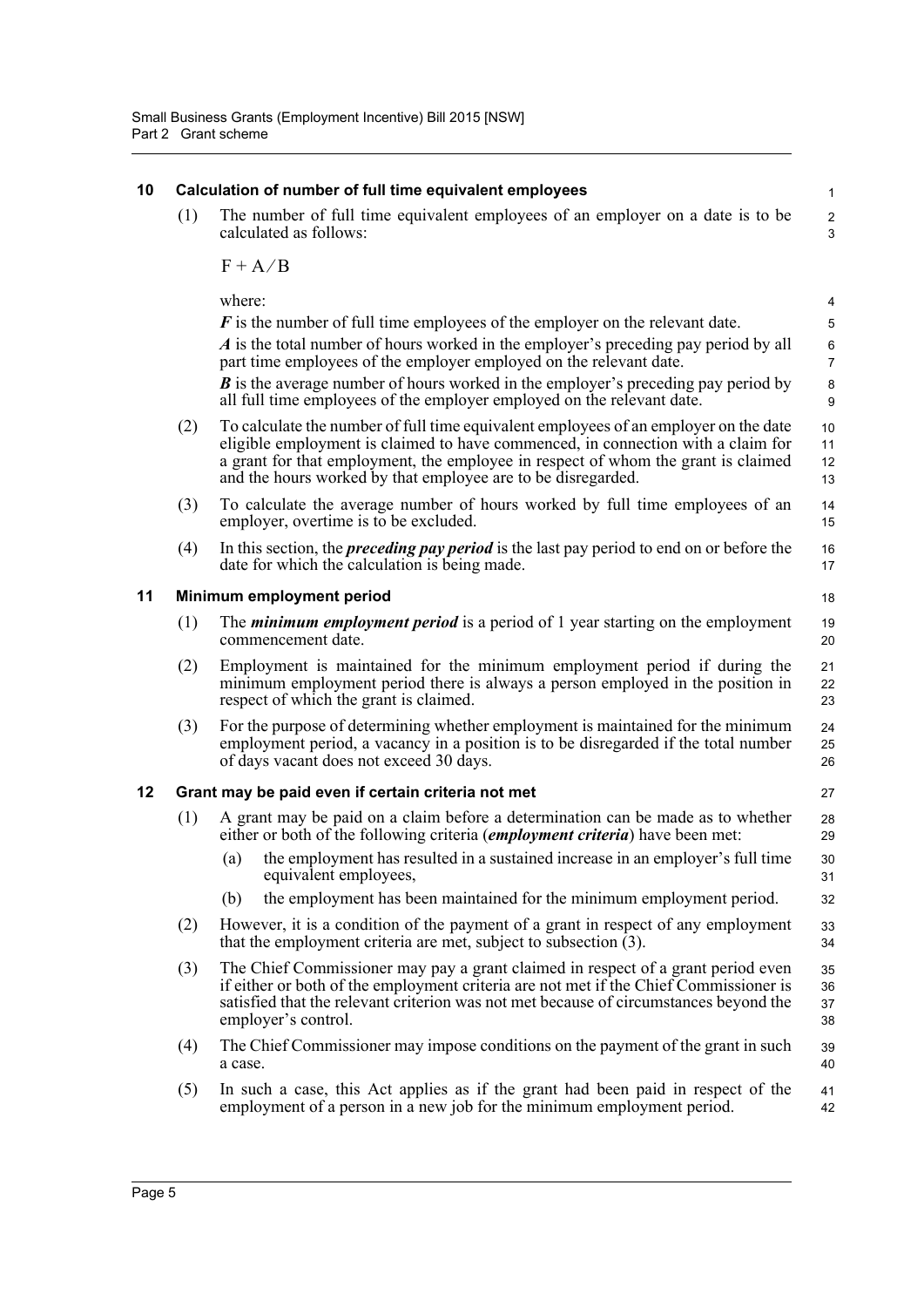## 10 Calculation of number of full time equivalent employees

(1) The number of full time equivalent employees of an employer on a date is to be calculated as follows:

$$F + A / B$$

where:

***F*** is the number of full time employees of the employer on the relevant date.

***A*** is the total number of hours worked in the employer's preceding pay period by all part time employees of the employer employed on the relevant date.

***B*** is the average number of hours worked in the employer's preceding pay period by all full time employees of the employer employed on the relevant date.

(2) To calculate the number of full time equivalent employees of an employer on the date eligible employment is claimed to have commenced, in connection with a claim for a grant for that employment, the employee in respect of whom the grant is claimed and the hours worked by that employee are to be disregarded.

(3) To calculate the average number of hours worked by full time employees of an employer, overtime is to be excluded.

(4) In this section, the ***preceding pay period*** is the last pay period to end on or before the date for which the calculation is being made.

## 11 Minimum employment period

(1) The ***minimum employment period*** is a period of 1 year starting on the employment commencement date.

(2) Employment is maintained for the minimum employment period if during the minimum employment period there is always a person employed in the position in respect of which the grant is claimed.

(3) For the purpose of determining whether employment is maintained for the minimum employment period, a vacancy in a position is to be disregarded if the total number of days vacant does not exceed 30 days.

## 12 Grant may be paid even if certain criteria not met

(1) A grant may be paid on a claim before a determination can be made as to whether either or both of the following criteria (***employment criteria***) have been met:

- (a) the employment has resulted in a sustained increase in an employer's full time equivalent employees,
- (b) the employment has been maintained for the minimum employment period.

(2) However, it is a condition of the payment of a grant in respect of any employment that the employment criteria are met, subject to subsection (3).

(3) The Chief Commissioner may pay a grant claimed in respect of a grant period even if either or both of the employment criteria are not met if the Chief Commissioner is satisfied that the relevant criterion was not met because of circumstances beyond the employer's control.

(4) The Chief Commissioner may impose conditions on the payment of the grant in such a case.

(5) In such a case, this Act applies as if the grant had been paid in respect of the employment of a person in a new job for the minimum employment period.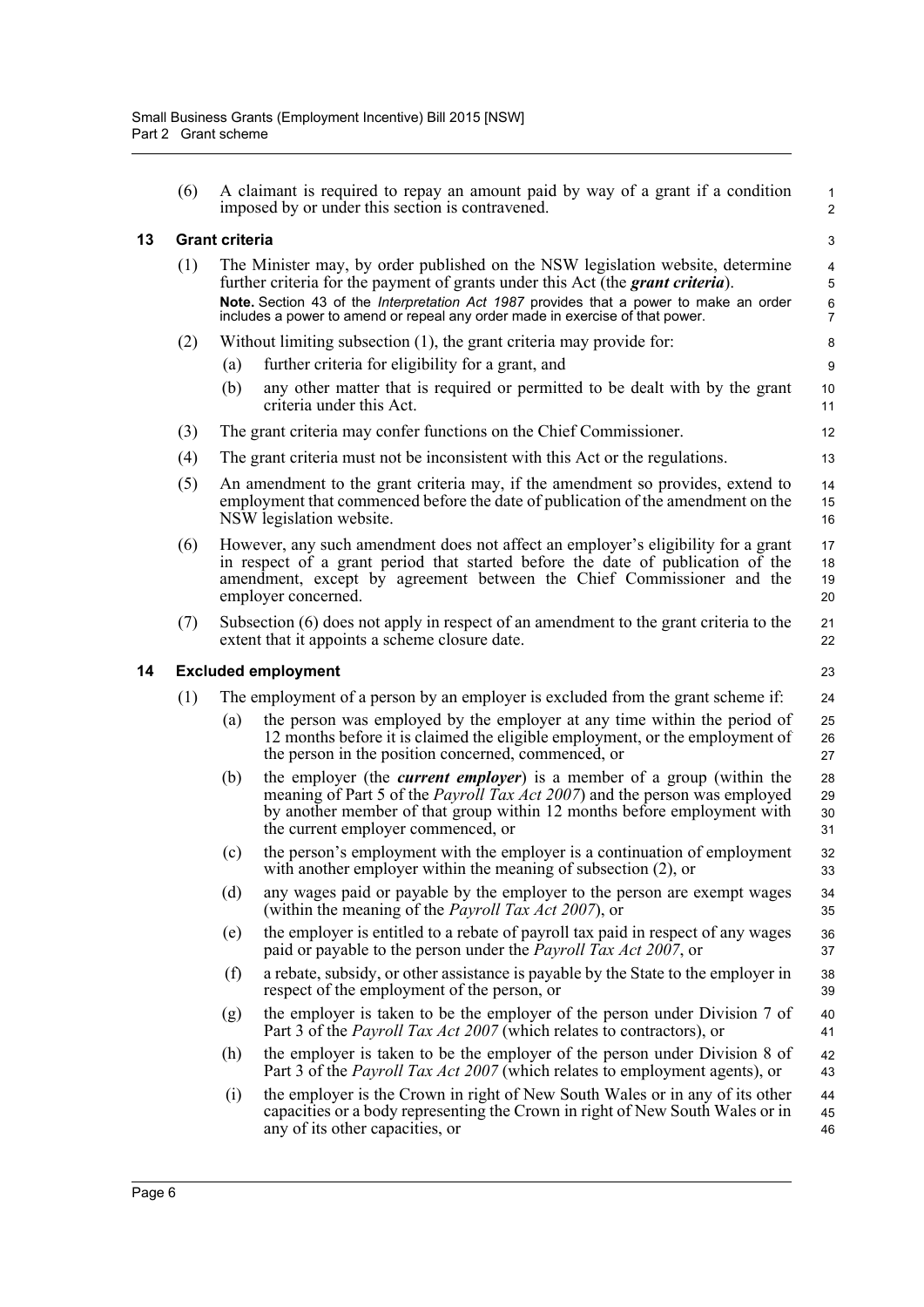(6) A claimant is required to repay an amount paid by way of a grant if a condition imposed by or under this section is contravened.

## 13 Grant criteria

(1) The Minister may, by order published on the NSW legislation website, determine further criteria for the payment of grants under this Act (the ***grant criteria***).

**Note.** Section 43 of the *Interpretation Act 1987* provides that a power to make an order includes a power to amend or repeal any order made in exercise of that power.

(2) Without limiting subsection (1), the grant criteria may provide for:

- (a) further criteria for eligibility for a grant, and
- (b) any other matter that is required or permitted to be dealt with by the grant criteria under this Act.

(3) The grant criteria may confer functions on the Chief Commissioner.

(4) The grant criteria must not be inconsistent with this Act or the regulations.

(5) An amendment to the grant criteria may, if the amendment so provides, extend to employment that commenced before the date of publication of the amendment on the NSW legislation website.

(6) However, any such amendment does not affect an employer's eligibility for a grant in respect of a grant period that started before the date of publication of the amendment, except by agreement between the Chief Commissioner and the employer concerned.

(7) Subsection (6) does not apply in respect of an amendment to the grant criteria to the extent that it appoints a scheme closure date.

## 14 Excluded employment

(1) The employment of a person by an employer is excluded from the grant scheme if:

- (a) the person was employed by the employer at any time within the period of 12 months before it is claimed the eligible employment, or the employment of the person in the position concerned, commenced, or
- (b) the employer (the ***current employer***) is a member of a group (within the meaning of Part 5 of the *Payroll Tax Act 2007*) and the person was employed by another member of that group within 12 months before employment with the current employer commenced, or
- (c) the person's employment with the employer is a continuation of employment with another employer within the meaning of subsection (2), or
- (d) any wages paid or payable by the employer to the person are exempt wages (within the meaning of the *Payroll Tax Act 2007*), or
- (e) the employer is entitled to a rebate of payroll tax paid in respect of any wages paid or payable to the person under the *Payroll Tax Act 2007*, or
- (f) a rebate, subsidy, or other assistance is payable by the State to the employer in respect of the employment of the person, or
- (g) the employer is taken to be the employer of the person under Division 7 of Part 3 of the *Payroll Tax Act 2007* (which relates to contractors), or
- (h) the employer is taken to be the employer of the person under Division 8 of Part 3 of the *Payroll Tax Act 2007* (which relates to employment agents), or
- (i) the employer is the Crown in right of New South Wales or in any of its other capacities or a body representing the Crown in right of New South Wales or in any of its other capacities, or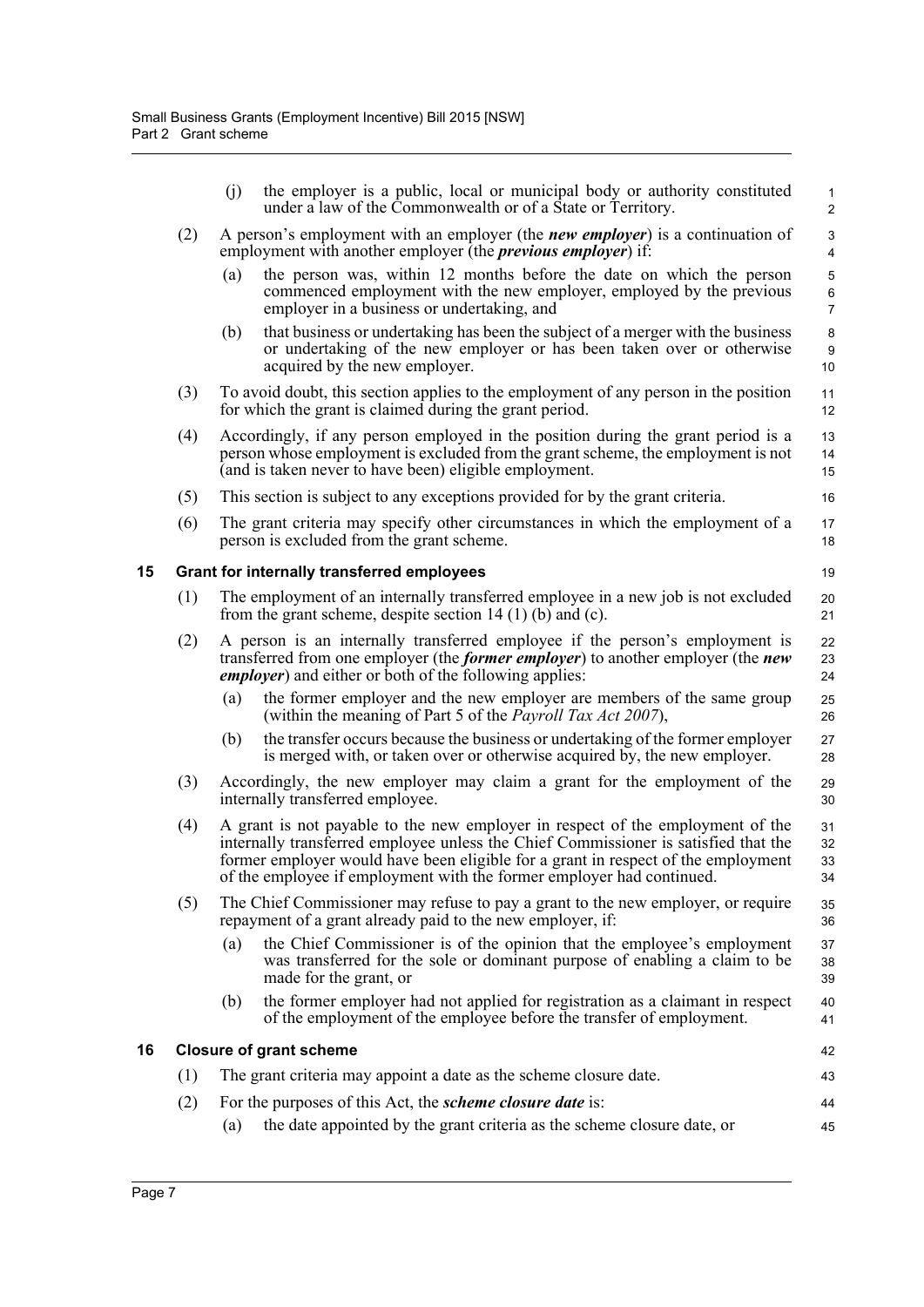(j) the employer is a public, local or municipal body or authority constituted under a law of the Commonwealth or of a State or Territory.

(2) A person's employment with an employer (the ***new employer***) is a continuation of employment with another employer (the ***previous employer***) if:

(a) the person was, within 12 months before the date on which the person commenced employment with the new employer, employed by the previous employer in a business or undertaking, and

(b) that business or undertaking has been the subject of a merger with the business or undertaking of the new employer or has been taken over or otherwise acquired by the new employer.

(3) To avoid doubt, this section applies to the employment of any person in the position for which the grant is claimed during the grant period.

(4) Accordingly, if any person employed in the position during the grant period is a person whose employment is excluded from the grant scheme, the employment is not (and is taken never to have been) eligible employment.

(5) This section is subject to any exceptions provided for by the grant criteria.

(6) The grant criteria may specify other circumstances in which the employment of a person is excluded from the grant scheme.

### 15 Grant for internally transferred employees

(1) The employment of an internally transferred employee in a new job is not excluded from the grant scheme, despite section 14 (1) (b) and (c).

(2) A person is an internally transferred employee if the person's employment is transferred from one employer (the ***former employer***) to another employer (the ***new employer***) and either or both of the following applies:

(a) the former employer and the new employer are members of the same group (within the meaning of Part 5 of the *Payroll Tax Act 2007*),

(b) the transfer occurs because the business or undertaking of the former employer is merged with, or taken over or otherwise acquired by, the new employer.

(3) Accordingly, the new employer may claim a grant for the employment of the internally transferred employee.

(4) A grant is not payable to the new employer in respect of the employment of the internally transferred employee unless the Chief Commissioner is satisfied that the former employer would have been eligible for a grant in respect of the employment of the employee if employment with the former employer had continued.

(5) The Chief Commissioner may refuse to pay a grant to the new employer, or require repayment of a grant already paid to the new employer, if:

(a) the Chief Commissioner is of the opinion that the employee's employment was transferred for the sole or dominant purpose of enabling a claim to be made for the grant, or

(b) the former employer had not applied for registration as a claimant in respect of the employment of the employee before the transfer of employment.

### 16 Closure of grant scheme

(1) The grant criteria may appoint a date as the scheme closure date.

(2) For the purposes of this Act, the ***scheme closure date*** is:

(a) the date appointed by the grant criteria as the scheme closure date, or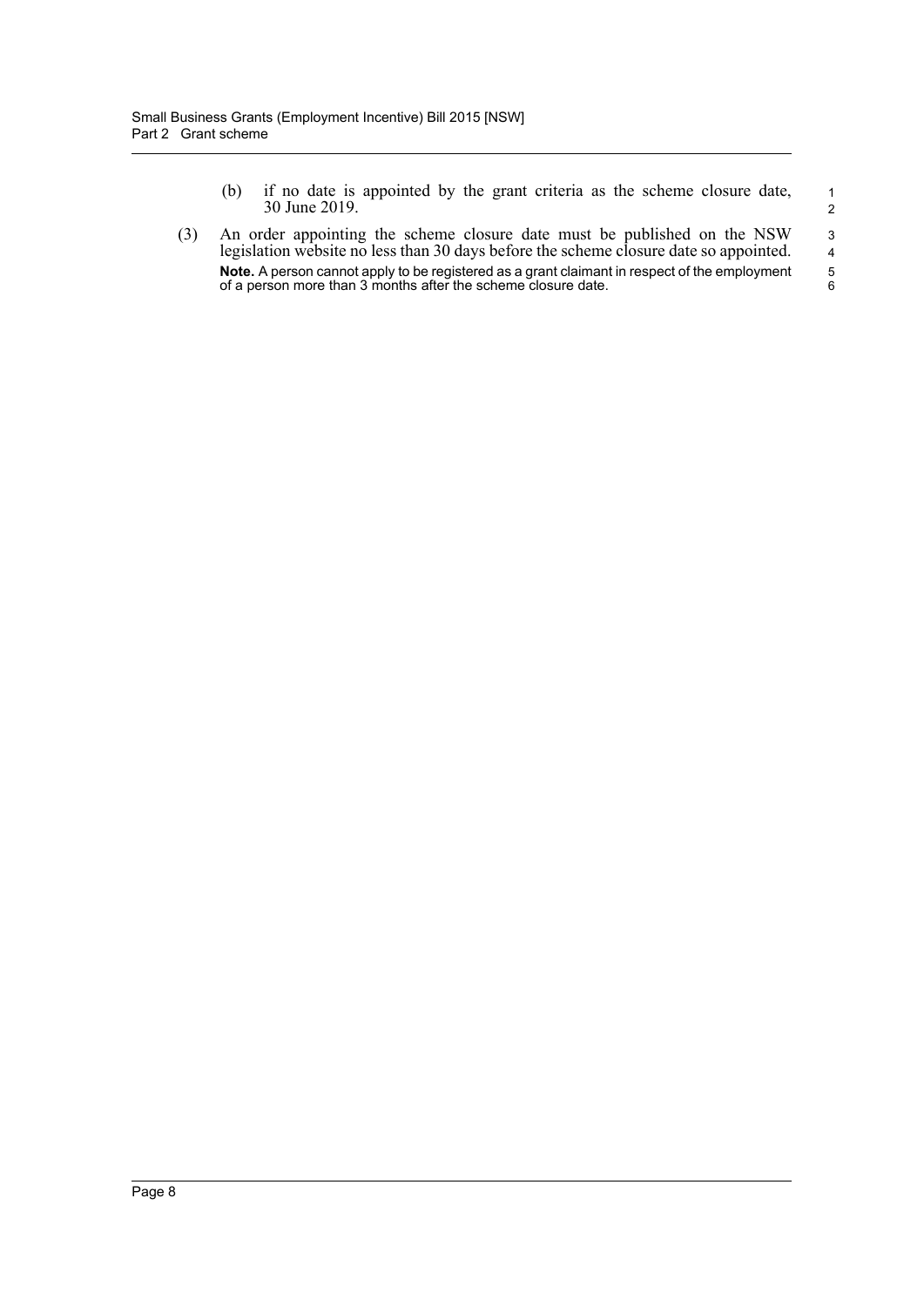(b) if no date is appointed by the grant criteria as the scheme closure date, 30 June 2019.

(3) An order appointing the scheme closure date must be published on the NSW legislation website no less than 30 days before the scheme closure date so appointed.

**Note.** A person cannot apply to be registered as a grant claimant in respect of the employment of a person more than 3 months after the scheme closure date.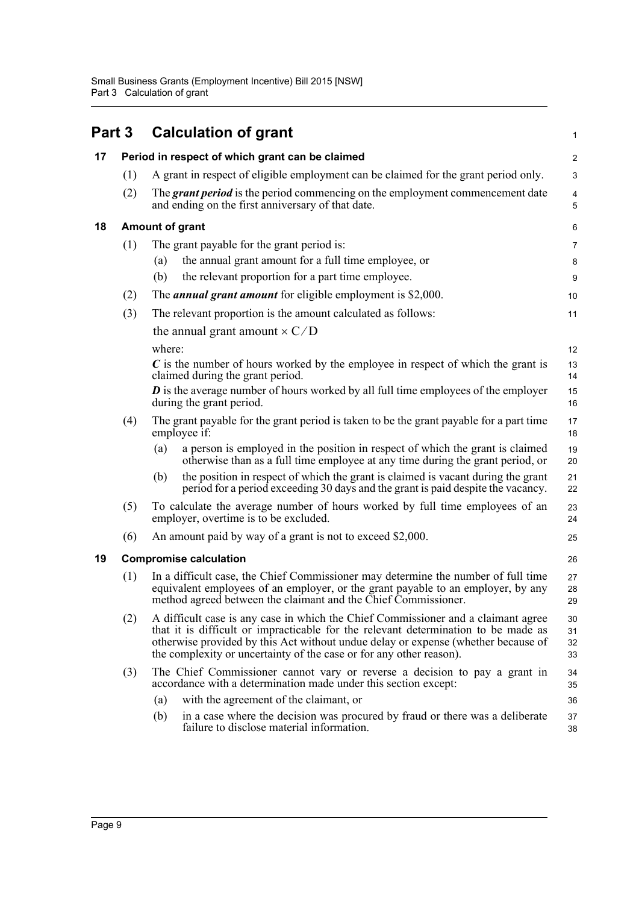# Part 3 Calculation of grant

## 17 Period in respect of which grant can be claimed

(1) A grant in respect of eligible employment can be claimed for the grant period only.

(2) The ***grant period*** is the period commencing on the employment commencement date and ending on the first anniversary of that date.

## 18 Amount of grant

(1) The grant payable for the grant period is:

- (a) the annual grant amount for a full time employee, or
- (b) the relevant proportion for a part time employee.

(2) The ***annual grant amount*** for eligible employment is $2,000.

(3) The relevant proportion is the amount calculated as follows:

$$\text{the annual grant amount} \times C / D$$

where:

***C*** is the number of hours worked by the employee in respect of which the grant is claimed during the grant period.

***D*** is the average number of hours worked by all full time employees of the employer during the grant period.

(4) The grant payable for the grant period is taken to be the grant payable for a part time employee if:

- (a) a person is employed in the position in respect of which the grant is claimed otherwise than as a full time employee at any time during the grant period, or
- (b) the position in respect of which the grant is claimed is vacant during the grant period for a period exceeding 30 days and the grant is paid despite the vacancy.

(5) To calculate the average number of hours worked by full time employees of an employer, overtime is to be excluded.

(6) An amount paid by way of a grant is not to exceed $2,000.

## 19 Compromise calculation

(1) In a difficult case, the Chief Commissioner may determine the number of full time equivalent employees of an employer, or the grant payable to an employer, by any method agreed between the claimant and the Chief Commissioner.

(2) A difficult case is any case in which the Chief Commissioner and a claimant agree that it is difficult or impracticable for the relevant determination to be made as otherwise provided by this Act without undue delay or expense (whether because of the complexity or uncertainty of the case or for any other reason).

(3) The Chief Commissioner cannot vary or reverse a decision to pay a grant in accordance with a determination made under this section except:

- (a) with the agreement of the claimant, or
- (b) in a case where the decision was procured by fraud or there was a deliberate failure to disclose material information.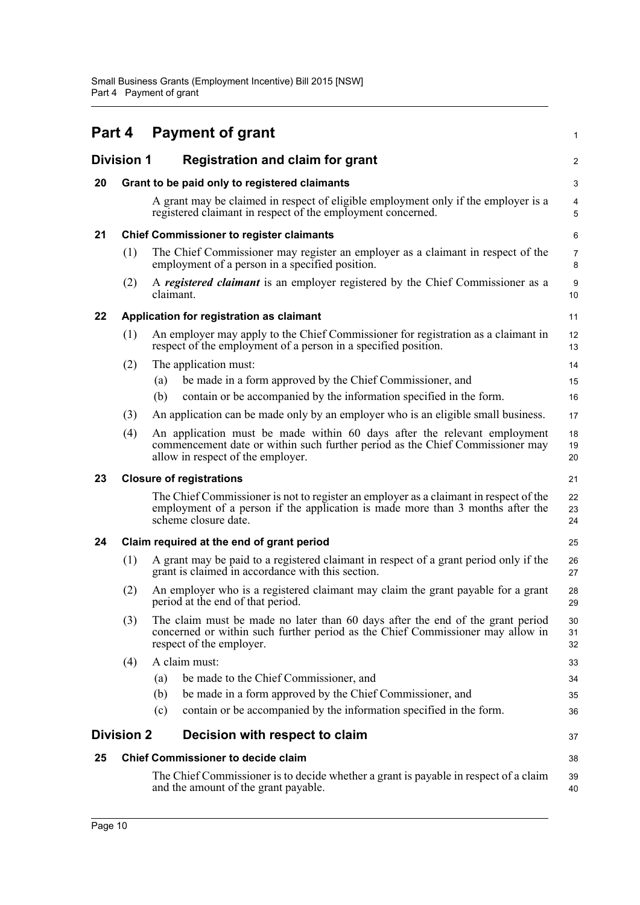# Part 4 Payment of grant

## Division 1 Registration and claim for grant

### 20 Grant to be paid only to registered claimants

A grant may be claimed in respect of eligible employment only if the employer is a registered claimant in respect of the employment concerned.

### 21 Chief Commissioner to register claimants

(1) The Chief Commissioner may register an employer as a claimant in respect of the employment of a person in a specified position.

(2) A ***registered claimant*** is an employer registered by the Chief Commissioner as a claimant.

### 22 Application for registration as claimant

(1) An employer may apply to the Chief Commissioner for registration as a claimant in respect of the employment of a person in a specified position.

(2) The application must:

- (a) be made in a form approved by the Chief Commissioner, and
- (b) contain or be accompanied by the information specified in the form.

(3) An application can be made only by an employer who is an eligible small business.

(4) An application must be made within 60 days after the relevant employment commencement date or within such further period as the Chief Commissioner may allow in respect of the employer.

### 23 Closure of registrations

The Chief Commissioner is not to register an employer as a claimant in respect of the employment of a person if the application is made more than 3 months after the scheme closure date.

### 24 Claim required at the end of grant period

(1) A grant may be paid to a registered claimant in respect of a grant period only if the grant is claimed in accordance with this section.

(2) An employer who is a registered claimant may claim the grant payable for a grant period at the end of that period.

(3) The claim must be made no later than 60 days after the end of the grant period concerned or within such further period as the Chief Commissioner may allow in respect of the employer.

(4) A claim must:

- (a) be made to the Chief Commissioner, and
- (b) be made in a form approved by the Chief Commissioner, and
- (c) contain or be accompanied by the information specified in the form.

## Division 2 Decision with respect to claim

### 25 Chief Commissioner to decide claim

The Chief Commissioner is to decide whether a grant is payable in respect of a claim and the amount of the grant payable.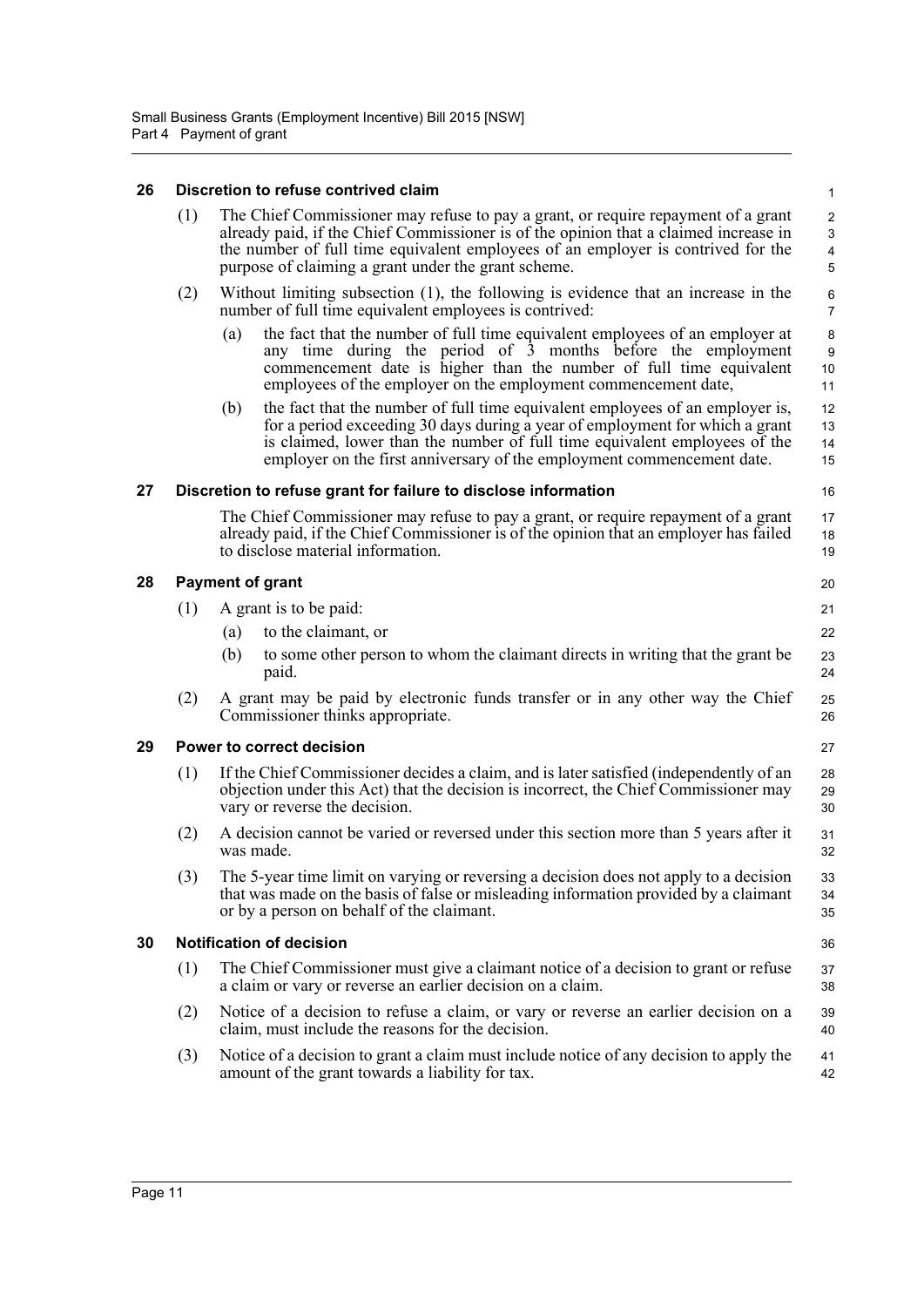### 26 Discretion to refuse contrived claim

(1) The Chief Commissioner may refuse to pay a grant, or require repayment of a grant already paid, if the Chief Commissioner is of the opinion that a claimed increase in the number of full time equivalent employees of an employer is contrived for the purpose of claiming a grant under the grant scheme.

(2) Without limiting subsection (1), the following is evidence that an increase in the number of full time equivalent employees is contrived:

- (a) the fact that the number of full time equivalent employees of an employer at any time during the period of 3 months before the employment commencement date is higher than the number of full time equivalent employees of the employer on the employment commencement date,
- (b) the fact that the number of full time equivalent employees of an employer is, for a period exceeding 30 days during a year of employment for which a grant is claimed, lower than the number of full time equivalent employees of the employer on the first anniversary of the employment commencement date.

### 27 Discretion to refuse grant for failure to disclose information

The Chief Commissioner may refuse to pay a grant, or require repayment of a grant already paid, if the Chief Commissioner is of the opinion that an employer has failed to disclose material information.

### 28 Payment of grant

(1) A grant is to be paid:

- (a) to the claimant, or
- (b) to some other person to whom the claimant directs in writing that the grant be paid.

(2) A grant may be paid by electronic funds transfer or in any other way the Chief Commissioner thinks appropriate.

### 29 Power to correct decision

(1) If the Chief Commissioner decides a claim, and is later satisfied (independently of an objection under this Act) that the decision is incorrect, the Chief Commissioner may vary or reverse the decision.

(2) A decision cannot be varied or reversed under this section more than 5 years after it was made.

(3) The 5-year time limit on varying or reversing a decision does not apply to a decision that was made on the basis of false or misleading information provided by a claimant or by a person on behalf of the claimant.

### 30 Notification of decision

(1) The Chief Commissioner must give a claimant notice of a decision to grant or refuse a claim or vary or reverse an earlier decision on a claim.

(2) Notice of a decision to refuse a claim, or vary or reverse an earlier decision on a claim, must include the reasons for the decision.

(3) Notice of a decision to grant a claim must include notice of any decision to apply the amount of the grant towards a liability for tax.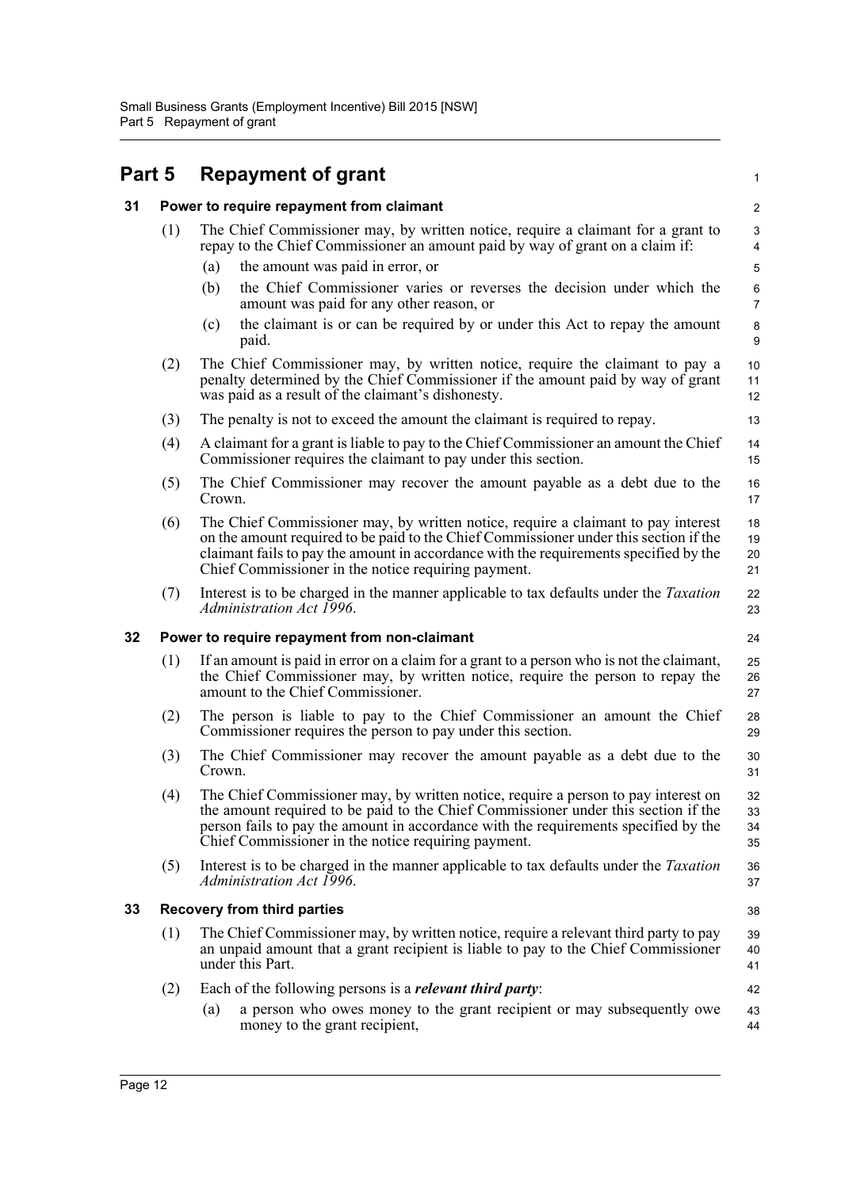# Part 5 Repayment of grant

## 31 Power to require repayment from claimant

(1) The Chief Commissioner may, by written notice, require a claimant for a grant to repay to the Chief Commissioner an amount paid by way of grant on a claim if:

(a) the amount was paid in error, or

(b) the Chief Commissioner varies or reverses the decision under which the amount was paid for any other reason, or

(c) the claimant is or can be required by or under this Act to repay the amount paid.

(2) The Chief Commissioner may, by written notice, require the claimant to pay a penalty determined by the Chief Commissioner if the amount paid by way of grant was paid as a result of the claimant's dishonesty.

(3) The penalty is not to exceed the amount the claimant is required to repay.

(4) A claimant for a grant is liable to pay to the Chief Commissioner an amount the Chief Commissioner requires the claimant to pay under this section.

(5) The Chief Commissioner may recover the amount payable as a debt due to the Crown.

(6) The Chief Commissioner may, by written notice, require a claimant to pay interest on the amount required to be paid to the Chief Commissioner under this section if the claimant fails to pay the amount in accordance with the requirements specified by the Chief Commissioner in the notice requiring payment.

(7) Interest is to be charged in the manner applicable to tax defaults under the *Taxation Administration Act 1996*.

## 32 Power to require repayment from non-claimant

(1) If an amount is paid in error on a claim for a grant to a person who is not the claimant, the Chief Commissioner may, by written notice, require the person to repay the amount to the Chief Commissioner.

(2) The person is liable to pay to the Chief Commissioner an amount the Chief Commissioner requires the person to pay under this section.

(3) The Chief Commissioner may recover the amount payable as a debt due to the Crown.

(4) The Chief Commissioner may, by written notice, require a person to pay interest on the amount required to be paid to the Chief Commissioner under this section if the person fails to pay the amount in accordance with the requirements specified by the Chief Commissioner in the notice requiring payment.

(5) Interest is to be charged in the manner applicable to tax defaults under the *Taxation Administration Act 1996*.

## 33 Recovery from third parties

(1) The Chief Commissioner may, by written notice, require a relevant third party to pay an unpaid amount that a grant recipient is liable to pay to the Chief Commissioner under this Part.

(2) Each of the following persons is a ***relevant third party***:

(a) a person who owes money to the grant recipient or may subsequently owe money to the grant recipient,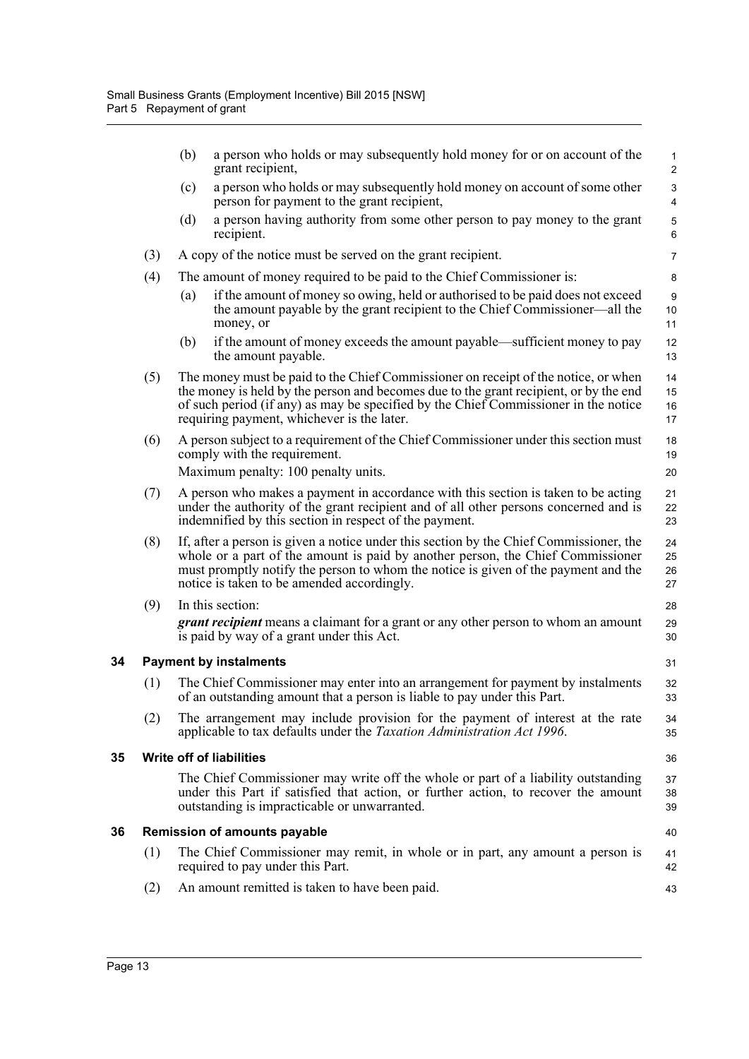(b) a person who holds or may subsequently hold money for or on account of the grant recipient,

(c) a person who holds or may subsequently hold money on account of some other person for payment to the grant recipient,

(d) a person having authority from some other person to pay money to the grant recipient.

(3) A copy of the notice must be served on the grant recipient.

(4) The amount of money required to be paid to the Chief Commissioner is:

(a) if the amount of money so owing, held or authorised to be paid does not exceed the amount payable by the grant recipient to the Chief Commissioner—all the money, or

(b) if the amount of money exceeds the amount payable—sufficient money to pay the amount payable.

(5) The money must be paid to the Chief Commissioner on receipt of the notice, or when the money is held by the person and becomes due to the grant recipient, or by the end of such period (if any) as may be specified by the Chief Commissioner in the notice requiring payment, whichever is the later.

(6) A person subject to a requirement of the Chief Commissioner under this section must comply with the requirement.

Maximum penalty: 100 penalty units.

(7) A person who makes a payment in accordance with this section is taken to be acting under the authority of the grant recipient and of all other persons concerned and is indemnified by this section in respect of the payment.

(8) If, after a person is given a notice under this section by the Chief Commissioner, the whole or a part of the amount is paid by another person, the Chief Commissioner must promptly notify the person to whom the notice is given of the payment and the notice is taken to be amended accordingly.

(9) In this section:

***grant recipient*** means a claimant for a grant or any other person to whom an amount is paid by way of a grant under this Act.

## 34 Payment by instalments

(1) The Chief Commissioner may enter into an arrangement for payment by instalments of an outstanding amount that a person is liable to pay under this Part.

(2) The arrangement may include provision for the payment of interest at the rate applicable to tax defaults under the *Taxation Administration Act 1996*.

## 35 Write off of liabilities

The Chief Commissioner may write off the whole or part of a liability outstanding under this Part if satisfied that action, or further action, to recover the amount outstanding is impracticable or unwarranted.

## 36 Remission of amounts payable

(1) The Chief Commissioner may remit, in whole or in part, any amount a person is required to pay under this Part.

(2) An amount remitted is taken to have been paid.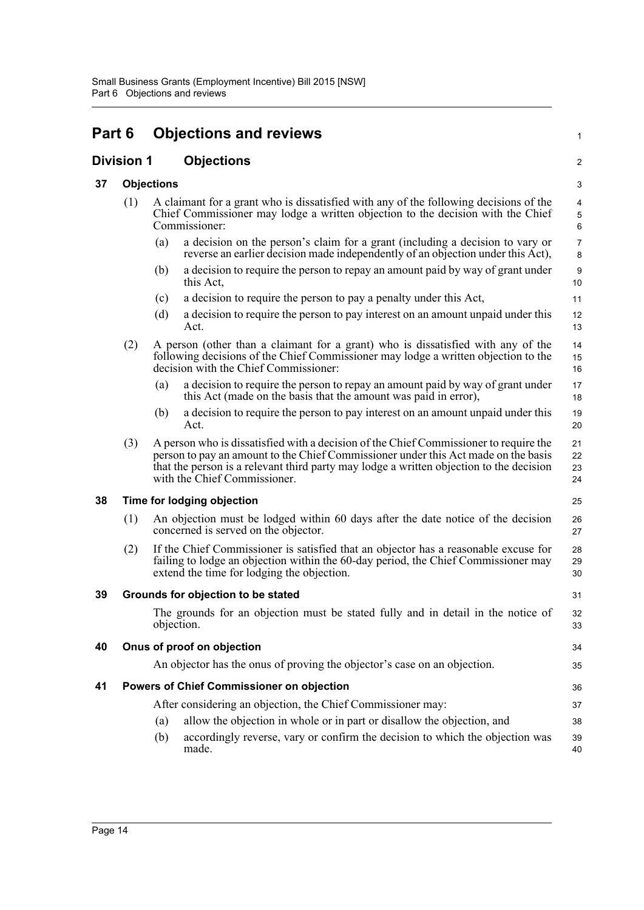# Part 6 Objections and reviews

## Division 1 Objections

### 37 Objections

(1) A claimant for a grant who is dissatisfied with any of the following decisions of the Chief Commissioner may lodge a written objection to the decision with the Chief Commissioner:

- (a) a decision on the person's claim for a grant (including a decision to vary or reverse an earlier decision made independently of an objection under this Act),
- (b) a decision to require the person to repay an amount paid by way of grant under this Act,
- (c) a decision to require the person to pay a penalty under this Act,
- (d) a decision to require the person to pay interest on an amount unpaid under this Act.

(2) A person (other than a claimant for a grant) who is dissatisfied with any of the following decisions of the Chief Commissioner may lodge a written objection to the decision with the Chief Commissioner:

- (a) a decision to require the person to repay an amount paid by way of grant under this Act (made on the basis that the amount was paid in error),
- (b) a decision to require the person to pay interest on an amount unpaid under this Act.

(3) A person who is dissatisfied with a decision of the Chief Commissioner to require the person to pay an amount to the Chief Commissioner under this Act made on the basis that the person is a relevant third party may lodge a written objection to the decision with the Chief Commissioner.

### 38 Time for lodging objection

(1) An objection must be lodged within 60 days after the date notice of the decision concerned is served on the objector.

(2) If the Chief Commissioner is satisfied that an objector has a reasonable excuse for failing to lodge an objection within the 60-day period, the Chief Commissioner may extend the time for lodging the objection.

### 39 Grounds for objection to be stated

The grounds for an objection must be stated fully and in detail in the notice of objection.

### 40 Onus of proof on objection

An objector has the onus of proving the objector's case on an objection.

### 41 Powers of Chief Commissioner on objection

After considering an objection, the Chief Commissioner may:

- (a) allow the objection in whole or in part or disallow the objection, and
- (b) accordingly reverse, vary or confirm the decision to which the objection was made.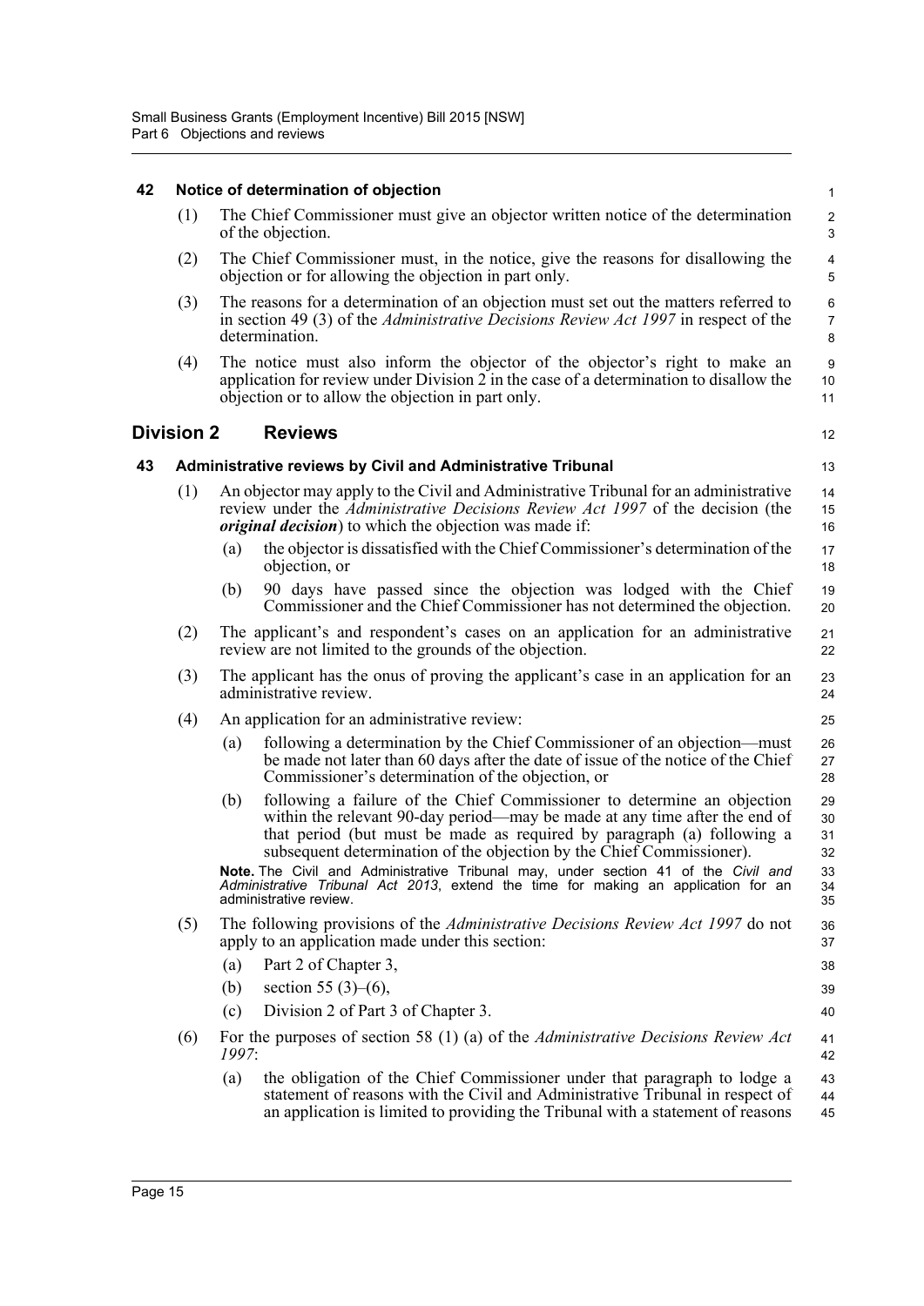### 42 Notice of determination of objection

(1) The Chief Commissioner must give an objector written notice of the determination of the objection.

(2) The Chief Commissioner must, in the notice, give the reasons for disallowing the objection or for allowing the objection in part only.

(3) The reasons for a determination of an objection must set out the matters referred to in section 49 (3) of the *Administrative Decisions Review Act 1997* in respect of the determination.

(4) The notice must also inform the objector of the objector's right to make an application for review under Division 2 in the case of a determination to disallow the objection or to allow the objection in part only.

## Division 2 Reviews

### 43 Administrative reviews by Civil and Administrative Tribunal

(1) An objector may apply to the Civil and Administrative Tribunal for an administrative review under the *Administrative Decisions Review Act 1997* of the decision (the ***original decision***) to which the objection was made if:

- (a) the objector is dissatisfied with the Chief Commissioner's determination of the objection, or
- (b) 90 days have passed since the objection was lodged with the Chief Commissioner and the Chief Commissioner has not determined the objection.

(2) The applicant's and respondent's cases on an application for an administrative review are not limited to the grounds of the objection.

(3) The applicant has the onus of proving the applicant's case in an application for an administrative review.

(4) An application for an administrative review:

- (a) following a determination by the Chief Commissioner of an objection—must be made not later than 60 days after the date of issue of the notice of the Chief Commissioner's determination of the objection, or
- (b) following a failure of the Chief Commissioner to determine an objection within the relevant 90-day period—may be made at any time after the end of that period (but must be made as required by paragraph (a) following a subsequent determination of the objection by the Chief Commissioner).

**Note.** The Civil and Administrative Tribunal may, under section 41 of the *Civil and Administrative Tribunal Act 2013*, extend the time for making an application for an administrative review.

(5) The following provisions of the *Administrative Decisions Review Act 1997* do not apply to an application made under this section:

- (a) Part 2 of Chapter 3,
- (b) section 55 (3)–(6),
- (c) Division 2 of Part 3 of Chapter 3.

(6) For the purposes of section 58 (1) (a) of the *Administrative Decisions Review Act 1997*:

- (a) the obligation of the Chief Commissioner under that paragraph to lodge a statement of reasons with the Civil and Administrative Tribunal in respect of an application is limited to providing the Tribunal with a statement of reasons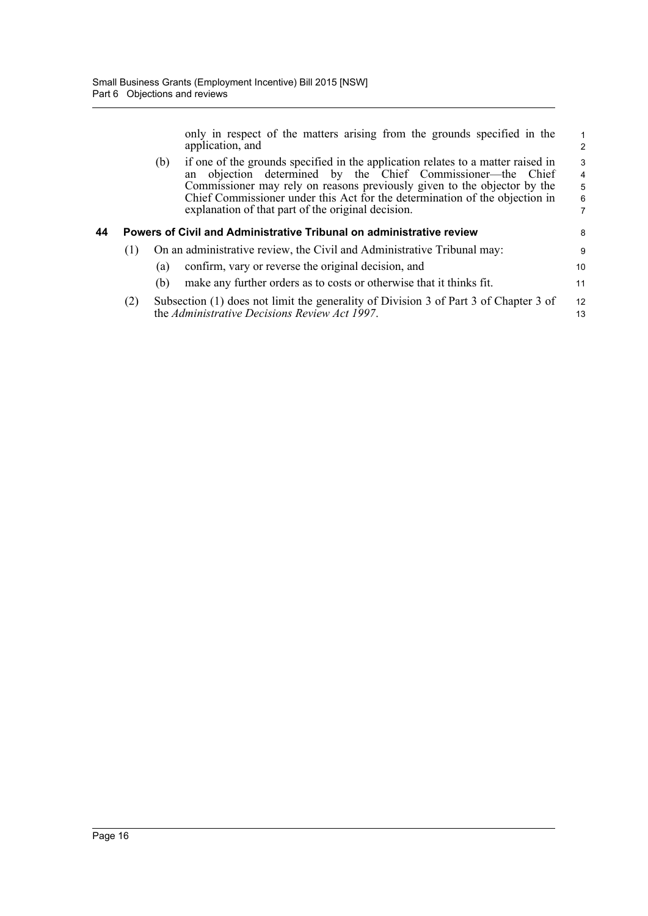only in respect of the matters arising from the grounds specified in the application, and

(b) if one of the grounds specified in the application relates to a matter raised in an objection determined by the Chief Commissioner—the Chief Commissioner may rely on reasons previously given to the objector by the Chief Commissioner under this Act for the determination of the objection in explanation of that part of the original decision.

### 44 Powers of Civil and Administrative Tribunal on administrative review

(1) On an administrative review, the Civil and Administrative Tribunal may:

(a) confirm, vary or reverse the original decision, and

(b) make any further orders as to costs or otherwise that it thinks fit.

(2) Subsection (1) does not limit the generality of Division 3 of Part 3 of Chapter 3 of the *Administrative Decisions Review Act 1997*.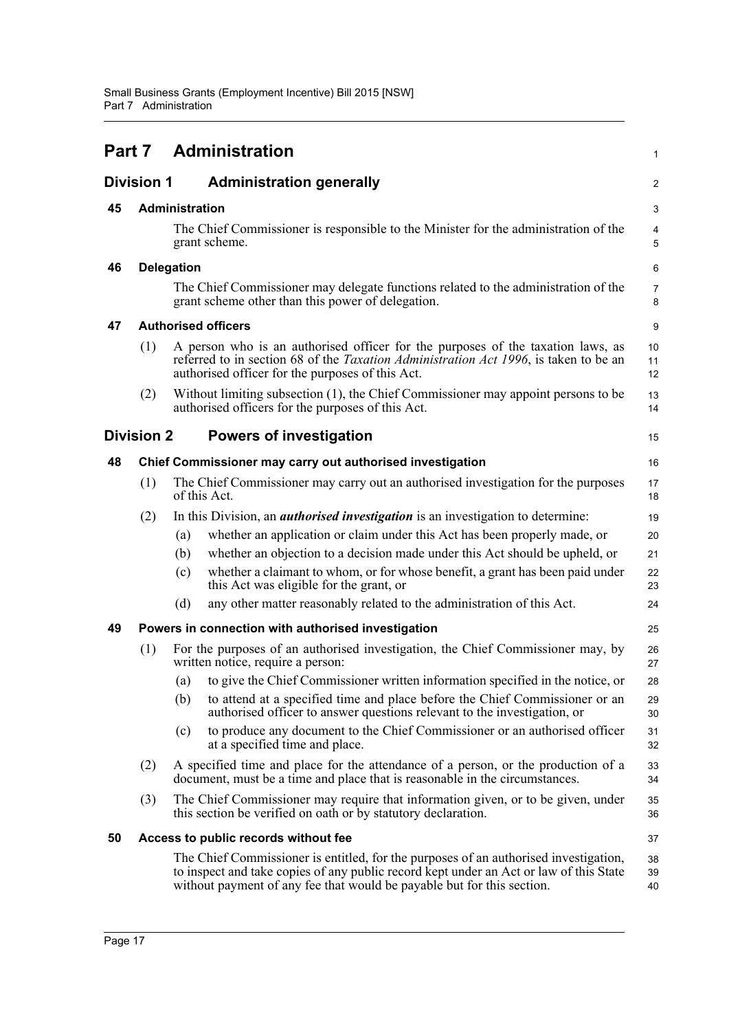# Part 7 Administration

## Division 1 Administration generally

### 45 Administration

The Chief Commissioner is responsible to the Minister for the administration of the grant scheme.

### 46 Delegation

The Chief Commissioner may delegate functions related to the administration of the grant scheme other than this power of delegation.

### 47 Authorised officers

(1) A person who is an authorised officer for the purposes of the taxation laws, as referred to in section 68 of the *Taxation Administration Act 1996*, is taken to be an authorised officer for the purposes of this Act.

(2) Without limiting subsection (1), the Chief Commissioner may appoint persons to be authorised officers for the purposes of this Act.

## Division 2 Powers of investigation

### 48 Chief Commissioner may carry out authorised investigation

(1) The Chief Commissioner may carry out an authorised investigation for the purposes of this Act.

(2) In this Division, an ***authorised investigation*** is an investigation to determine:

(a) whether an application or claim under this Act has been properly made, or

(b) whether an objection to a decision made under this Act should be upheld, or

(c) whether a claimant to whom, or for whose benefit, a grant has been paid under this Act was eligible for the grant, or

(d) any other matter reasonably related to the administration of this Act.

### 49 Powers in connection with authorised investigation

(1) For the purposes of an authorised investigation, the Chief Commissioner may, by written notice, require a person:

(a) to give the Chief Commissioner written information specified in the notice, or

(b) to attend at a specified time and place before the Chief Commissioner or an authorised officer to answer questions relevant to the investigation, or

(c) to produce any document to the Chief Commissioner or an authorised officer at a specified time and place.

(2) A specified time and place for the attendance of a person, or the production of a document, must be a time and place that is reasonable in the circumstances.

(3) The Chief Commissioner may require that information given, or to be given, under this section be verified on oath or by statutory declaration.

### 50 Access to public records without fee

The Chief Commissioner is entitled, for the purposes of an authorised investigation, to inspect and take copies of any public record kept under an Act or law of this State without payment of any fee that would be payable but for this section.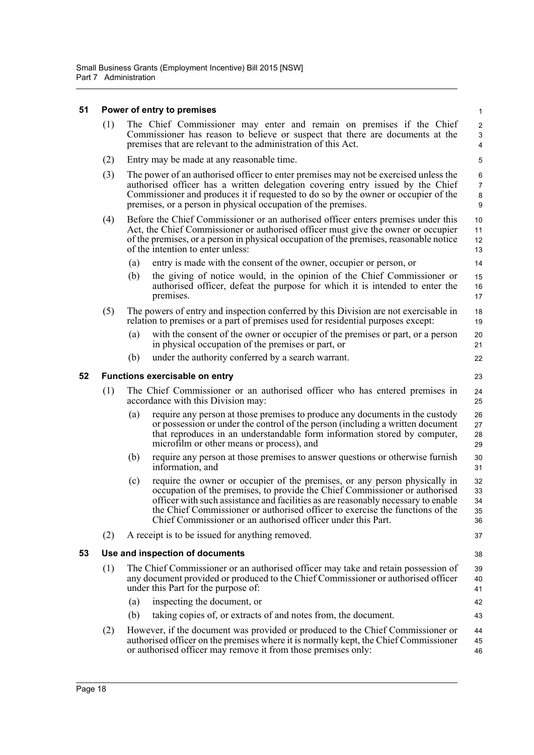### 51 Power of entry to premises

(1) The Chief Commissioner may enter and remain on premises if the Chief Commissioner has reason to believe or suspect that there are documents at the premises that are relevant to the administration of this Act.

(2) Entry may be made at any reasonable time.

(3) The power of an authorised officer to enter premises may not be exercised unless the authorised officer has a written delegation covering entry issued by the Chief Commissioner and produces it if requested to do so by the owner or occupier of the premises, or a person in physical occupation of the premises.

(4) Before the Chief Commissioner or an authorised officer enters premises under this Act, the Chief Commissioner or authorised officer must give the owner or occupier of the premises, or a person in physical occupation of the premises, reasonable notice of the intention to enter unless:

- (a) entry is made with the consent of the owner, occupier or person, or
- (b) the giving of notice would, in the opinion of the Chief Commissioner or authorised officer, defeat the purpose for which it is intended to enter the premises.

(5) The powers of entry and inspection conferred by this Division are not exercisable in relation to premises or a part of premises used for residential purposes except:

- (a) with the consent of the owner or occupier of the premises or part, or a person in physical occupation of the premises or part, or
- (b) under the authority conferred by a search warrant.

### 52 Functions exercisable on entry

(1) The Chief Commissioner or an authorised officer who has entered premises in accordance with this Division may:

- (a) require any person at those premises to produce any documents in the custody or possession or under the control of the person (including a written document that reproduces in an understandable form information stored by computer, microfilm or other means or process), and
- (b) require any person at those premises to answer questions or otherwise furnish information, and
- (c) require the owner or occupier of the premises, or any person physically in occupation of the premises, to provide the Chief Commissioner or authorised officer with such assistance and facilities as are reasonably necessary to enable the Chief Commissioner or authorised officer to exercise the functions of the Chief Commissioner or an authorised officer under this Part.

(2) A receipt is to be issued for anything removed.

### 53 Use and inspection of documents

(1) The Chief Commissioner or an authorised officer may take and retain possession of any document provided or produced to the Chief Commissioner or authorised officer under this Part for the purpose of:

- (a) inspecting the document, or
- (b) taking copies of, or extracts of and notes from, the document.

(2) However, if the document was provided or produced to the Chief Commissioner or authorised officer on the premises where it is normally kept, the Chief Commissioner or authorised officer may remove it from those premises only: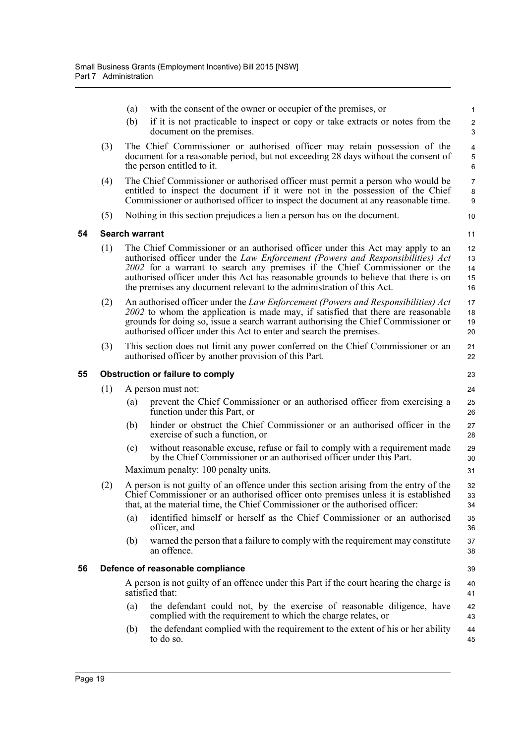(a) with the consent of the owner or occupier of the premises, or

(b) if it is not practicable to inspect or copy or take extracts or notes from the document on the premises.

(3) The Chief Commissioner or authorised officer may retain possession of the document for a reasonable period, but not exceeding 28 days without the consent of the person entitled to it.

(4) The Chief Commissioner or authorised officer must permit a person who would be entitled to inspect the document if it were not in the possession of the Chief Commissioner or authorised officer to inspect the document at any reasonable time.

(5) Nothing in this section prejudices a lien a person has on the document.

## 54 Search warrant

(1) The Chief Commissioner or an authorised officer under this Act may apply to an authorised officer under the *Law Enforcement (Powers and Responsibilities) Act 2002* for a warrant to search any premises if the Chief Commissioner or the authorised officer under this Act has reasonable grounds to believe that there is on the premises any document relevant to the administration of this Act.

(2) An authorised officer under the *Law Enforcement (Powers and Responsibilities) Act 2002* to whom the application is made may, if satisfied that there are reasonable grounds for doing so, issue a search warrant authorising the Chief Commissioner or authorised officer under this Act to enter and search the premises.

(3) This section does not limit any power conferred on the Chief Commissioner or an authorised officer by another provision of this Part.

## 55 Obstruction or failure to comply

(1) A person must not:

(a) prevent the Chief Commissioner or an authorised officer from exercising a function under this Part, or

(b) hinder or obstruct the Chief Commissioner or an authorised officer in the exercise of such a function, or

(c) without reasonable excuse, refuse or fail to comply with a requirement made by the Chief Commissioner or an authorised officer under this Part.

Maximum penalty: 100 penalty units.

(2) A person is not guilty of an offence under this section arising from the entry of the Chief Commissioner or an authorised officer onto premises unless it is established that, at the material time, the Chief Commissioner or the authorised officer:

(a) identified himself or herself as the Chief Commissioner or an authorised officer, and

(b) warned the person that a failure to comply with the requirement may constitute an offence.

## 56 Defence of reasonable compliance

A person is not guilty of an offence under this Part if the court hearing the charge is satisfied that:

(a) the defendant could not, by the exercise of reasonable diligence, have complied with the requirement to which the charge relates, or

(b) the defendant complied with the requirement to the extent of his or her ability to do so.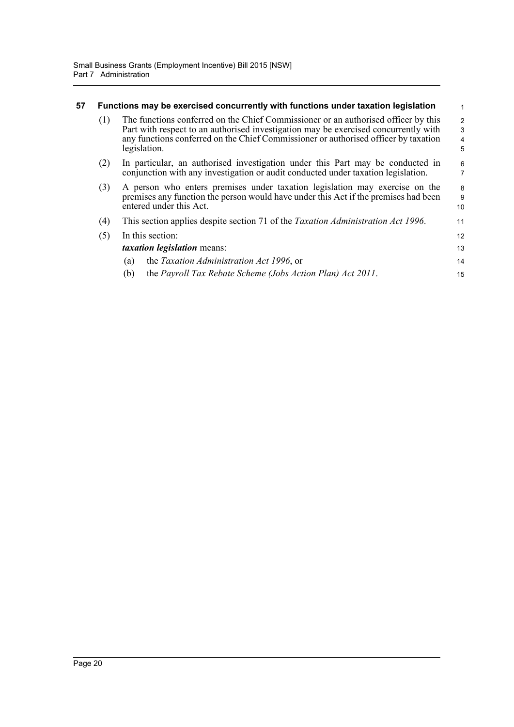## 57 Functions may be exercised concurrently with functions under taxation legislation

(1) The functions conferred on the Chief Commissioner or an authorised officer by this Part with respect to an authorised investigation may be exercised concurrently with any functions conferred on the Chief Commissioner or authorised officer by taxation legislation.

(2) In particular, an authorised investigation under this Part may be conducted in conjunction with any investigation or audit conducted under taxation legislation.

(3) A person who enters premises under taxation legislation may exercise on the premises any function the person would have under this Act if the premises had been entered under this Act.

(4) This section applies despite section 71 of the *Taxation Administration Act 1996*.

(5) In this section:

***taxation legislation*** means:

(a) the *Taxation Administration Act 1996*, or

(b) the *Payroll Tax Rebate Scheme (Jobs Action Plan) Act 2011*.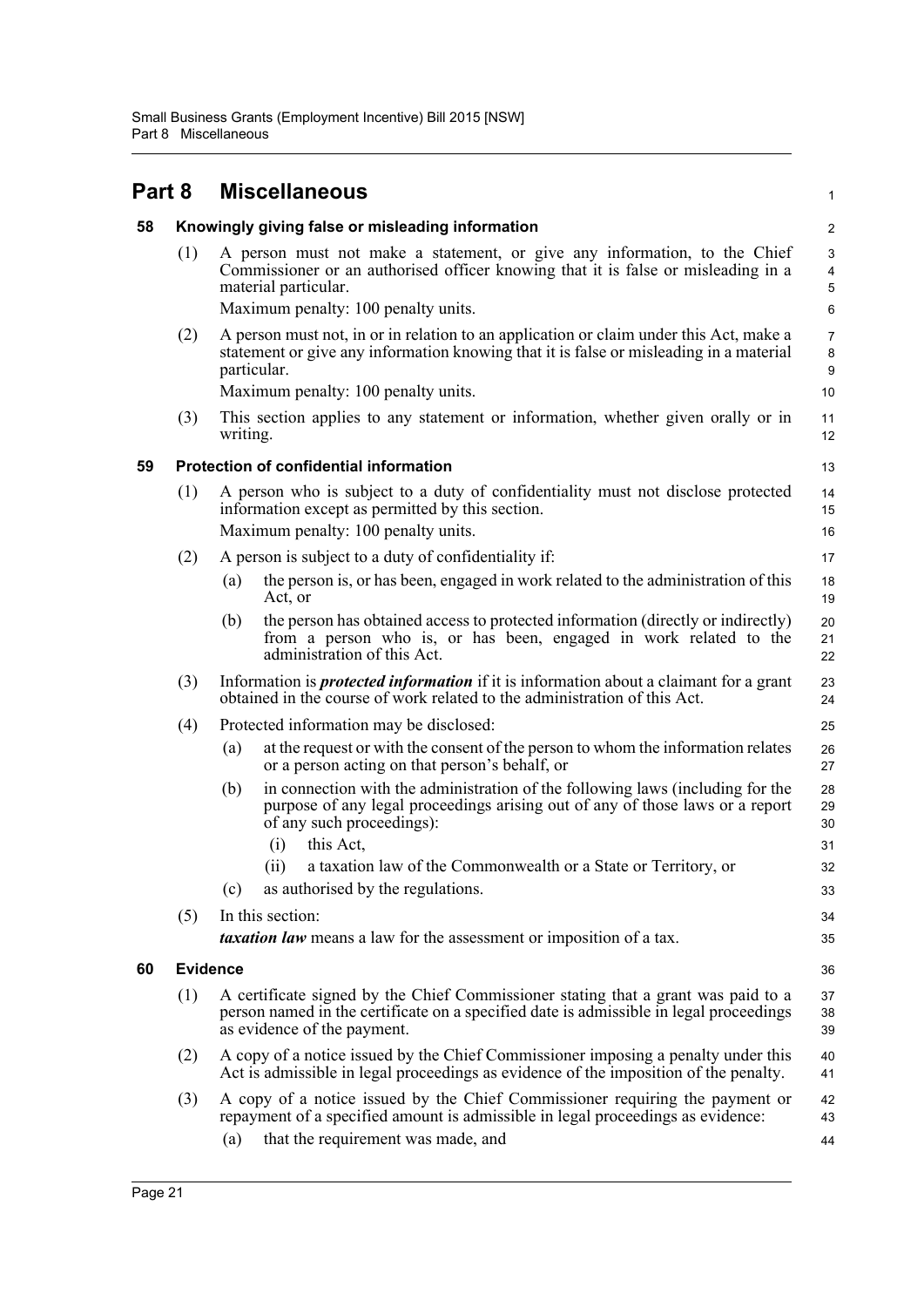# Part 8 Miscellaneous

## 58 Knowingly giving false or misleading information

(1) A person must not make a statement, or give any information, to the Chief Commissioner or an authorised officer knowing that it is false or misleading in a material particular.

Maximum penalty: 100 penalty units.

(2) A person must not, in or in relation to an application or claim under this Act, make a statement or give any information knowing that it is false or misleading in a material particular.

Maximum penalty: 100 penalty units.

(3) This section applies to any statement or information, whether given orally or in writing.

## 59 Protection of confidential information

(1) A person who is subject to a duty of confidentiality must not disclose protected information except as permitted by this section.

Maximum penalty: 100 penalty units.

(2) A person is subject to a duty of confidentiality if:

- (a) the person is, or has been, engaged in work related to the administration of this Act, or
- (b) the person has obtained access to protected information (directly or indirectly) from a person who is, or has been, engaged in work related to the administration of this Act.

(3) Information is ***protected information*** if it is information about a claimant for a grant obtained in the course of work related to the administration of this Act.

(4) Protected information may be disclosed:

- (a) at the request or with the consent of the person to whom the information relates or a person acting on that person's behalf, or
- (b) in connection with the administration of the following laws (including for the purpose of any legal proceedings arising out of any of those laws or a report of any such proceedings):
  - (i) this Act,
  - (ii) a taxation law of the Commonwealth or a State or Territory, or
- (c) as authorised by the regulations.

(5) In this section:

***taxation law*** means a law for the assessment or imposition of a tax.

## 60 Evidence

(1) A certificate signed by the Chief Commissioner stating that a grant was paid to a person named in the certificate on a specified date is admissible in legal proceedings as evidence of the payment.

(2) A copy of a notice issued by the Chief Commissioner imposing a penalty under this Act is admissible in legal proceedings as evidence of the imposition of the penalty.

(3) A copy of a notice issued by the Chief Commissioner requiring the payment or repayment of a specified amount is admissible in legal proceedings as evidence:

- (a) that the requirement was made, and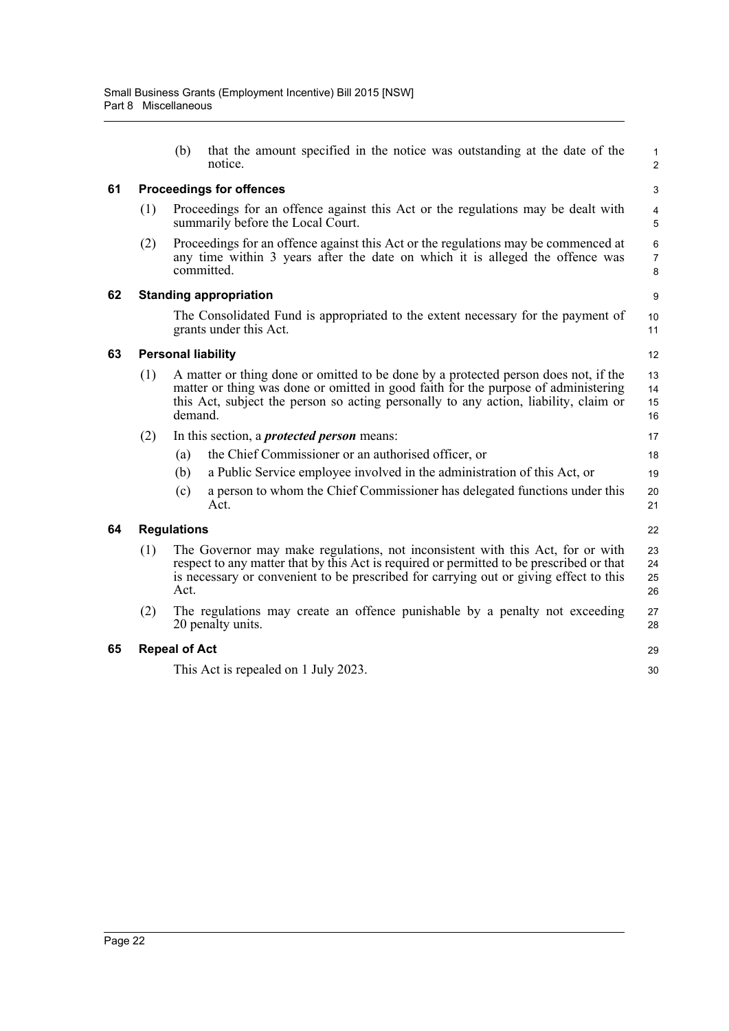(b) that the amount specified in the notice was outstanding at the date of the notice.

### 61 Proceedings for offences

(1) Proceedings for an offence against this Act or the regulations may be dealt with summarily before the Local Court.

(2) Proceedings for an offence against this Act or the regulations may be commenced at any time within 3 years after the date on which it is alleged the offence was committed.

### 62 Standing appropriation

The Consolidated Fund is appropriated to the extent necessary for the payment of grants under this Act.

### 63 Personal liability

(1) A matter or thing done or omitted to be done by a protected person does not, if the matter or thing was done or omitted in good faith for the purpose of administering this Act, subject the person so acting personally to any action, liability, claim or demand.

(2) In this section, a ***protected person*** means:

(a) the Chief Commissioner or an authorised officer, or

(b) a Public Service employee involved in the administration of this Act, or

(c) a person to whom the Chief Commissioner has delegated functions under this Act.

### 64 Regulations

(1) The Governor may make regulations, not inconsistent with this Act, for or with respect to any matter that by this Act is required or permitted to be prescribed or that is necessary or convenient to be prescribed for carrying out or giving effect to this Act.

(2) The regulations may create an offence punishable by a penalty not exceeding 20 penalty units.

### 65 Repeal of Act

This Act is repealed on 1 July 2023.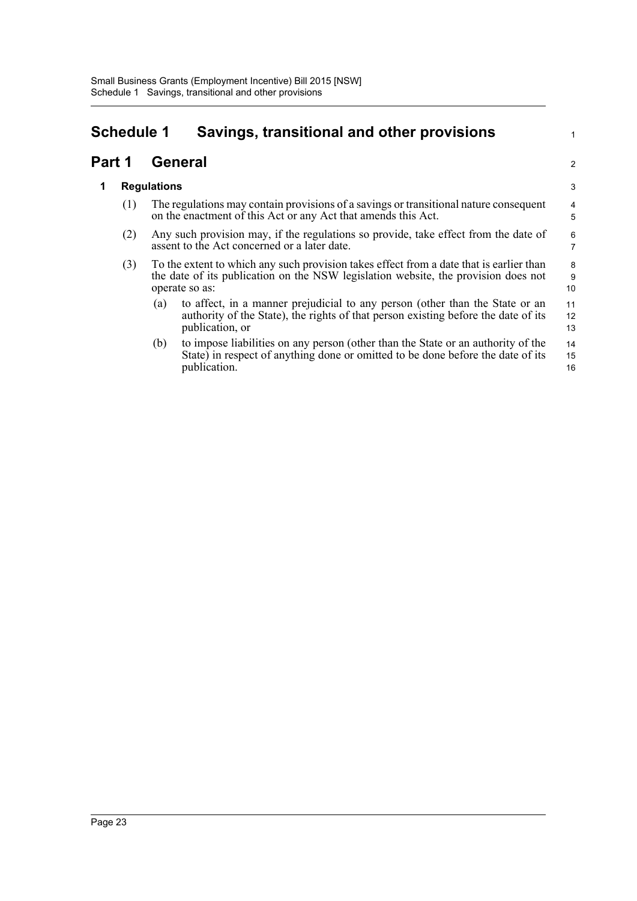# Schedule 1 Savings, transitional and other provisions

## Part 1 General

### 1 Regulations

(1) The regulations may contain provisions of a savings or transitional nature consequent on the enactment of this Act or any Act that amends this Act.

(2) Any such provision may, if the regulations so provide, take effect from the date of assent to the Act concerned or a later date.

(3) To the extent to which any such provision takes effect from a date that is earlier than the date of its publication on the NSW legislation website, the provision does not operate so as:

- (a) to affect, in a manner prejudicial to any person (other than the State or an authority of the State), the rights of that person existing before the date of its publication, or
- (b) to impose liabilities on any person (other than the State or an authority of the State) in respect of anything done or omitted to be done before the date of its publication.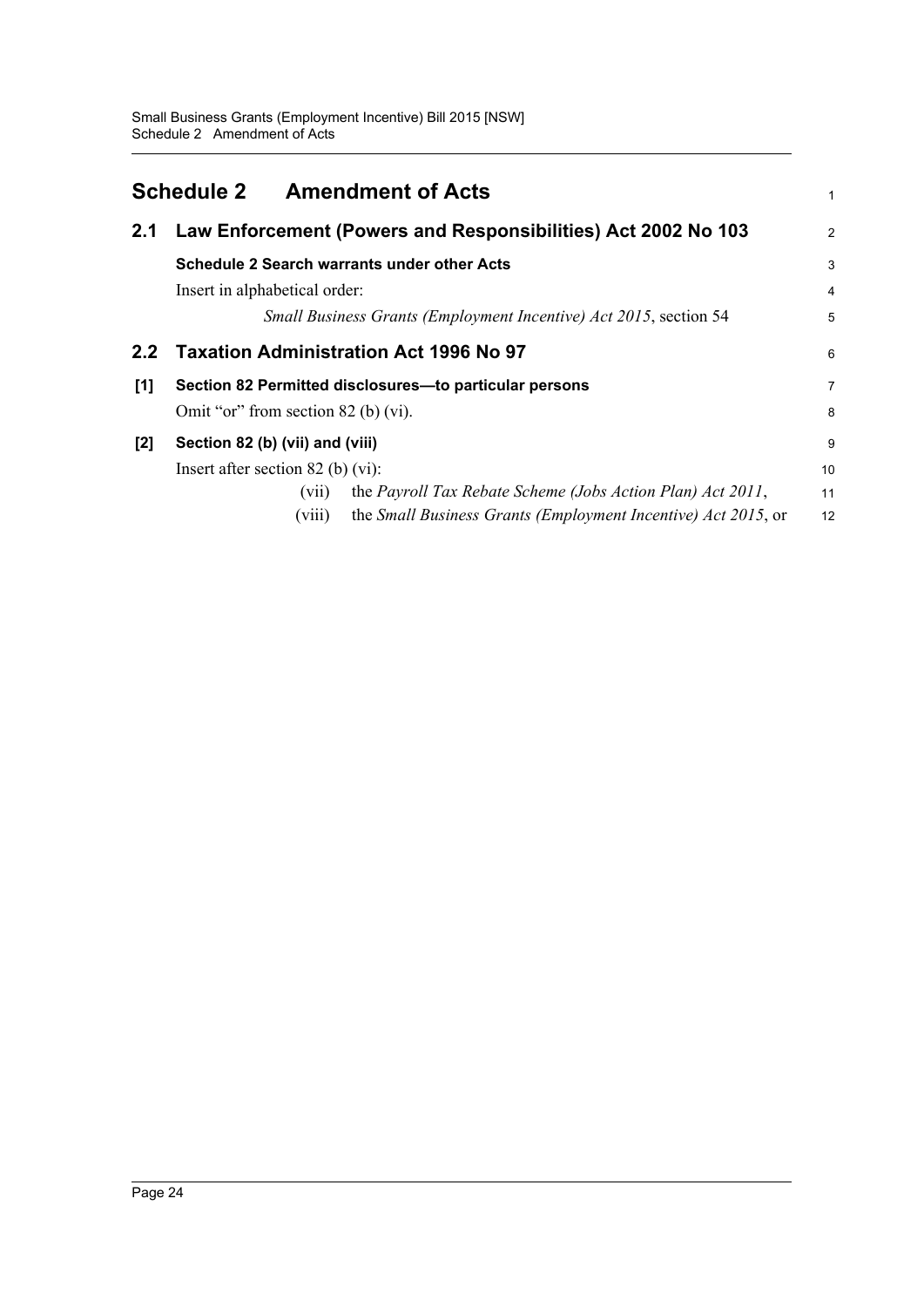# Schedule 2 Amendment of Acts

## 2.1 Law Enforcement (Powers and Responsibilities) Act 2002 No 103

**Schedule 2 Search warrants under other Acts**

Insert in alphabetical order:

*Small Business Grants (Employment Incentive) Act 2015*, section 54

## 2.2 Taxation Administration Act 1996 No 97

**[1] Section 82 Permitted disclosures—to particular persons**

Omit "or" from section 82 (b) (vi).

**[2] Section 82 (b) (vii) and (viii)**

Insert after section 82 (b) (vi):

(vii) the *Payroll Tax Rebate Scheme (Jobs Action Plan) Act 2011*,

(viii) the *Small Business Grants (Employment Incentive) Act 2015*, or